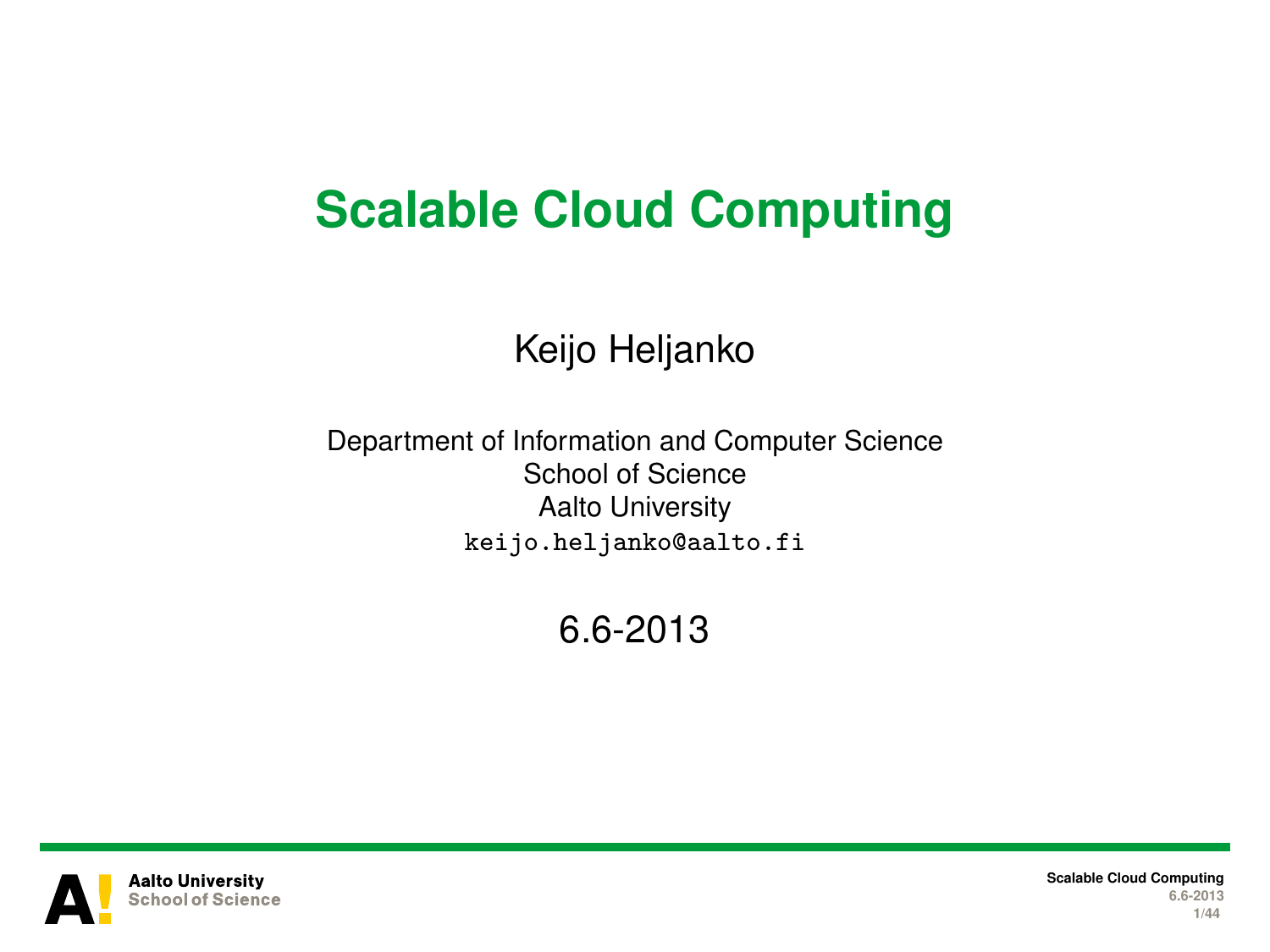# Scalable Cloud Computing

Keijo Heljanko

Department of Information and Computer Science
School of Science
Aalto University
`keijo.heljanko@aalto.fi`

6.6-2013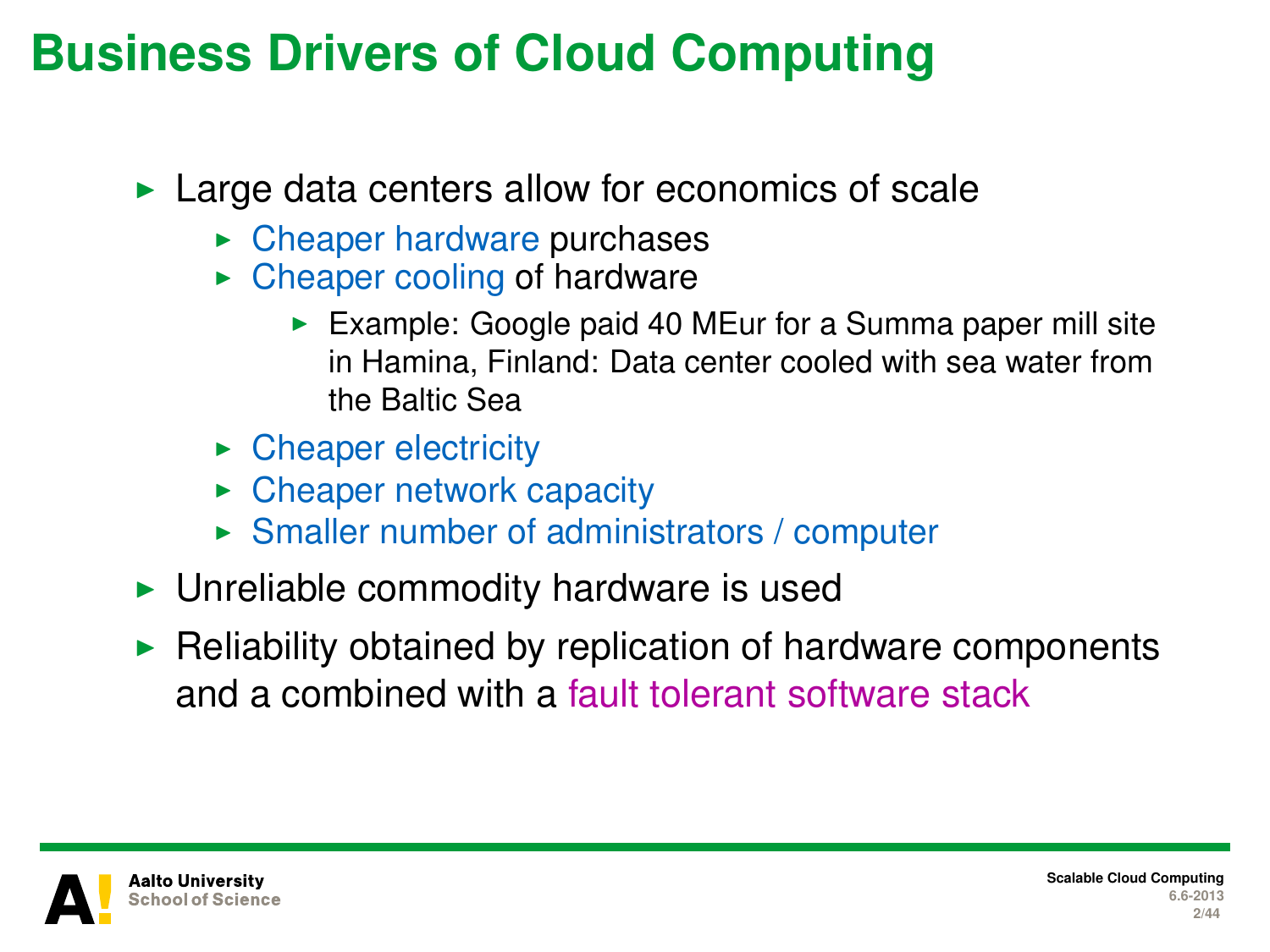# Business Drivers of Cloud Computing

- Large data centers allow for economics of scale
  - Cheaper hardware purchases
  - Cheaper cooling of hardware
    - Example: Google paid 40 MEur for a Summa paper mill site in Hamina, Finland: Data center cooled with sea water from the Baltic Sea
  - Cheaper electricity
  - Cheaper network capacity
  - Smaller number of administrators / computer
- Unreliable commodity hardware is used
- Reliability obtained by replication of hardware components and a combined with a fault tolerant software stack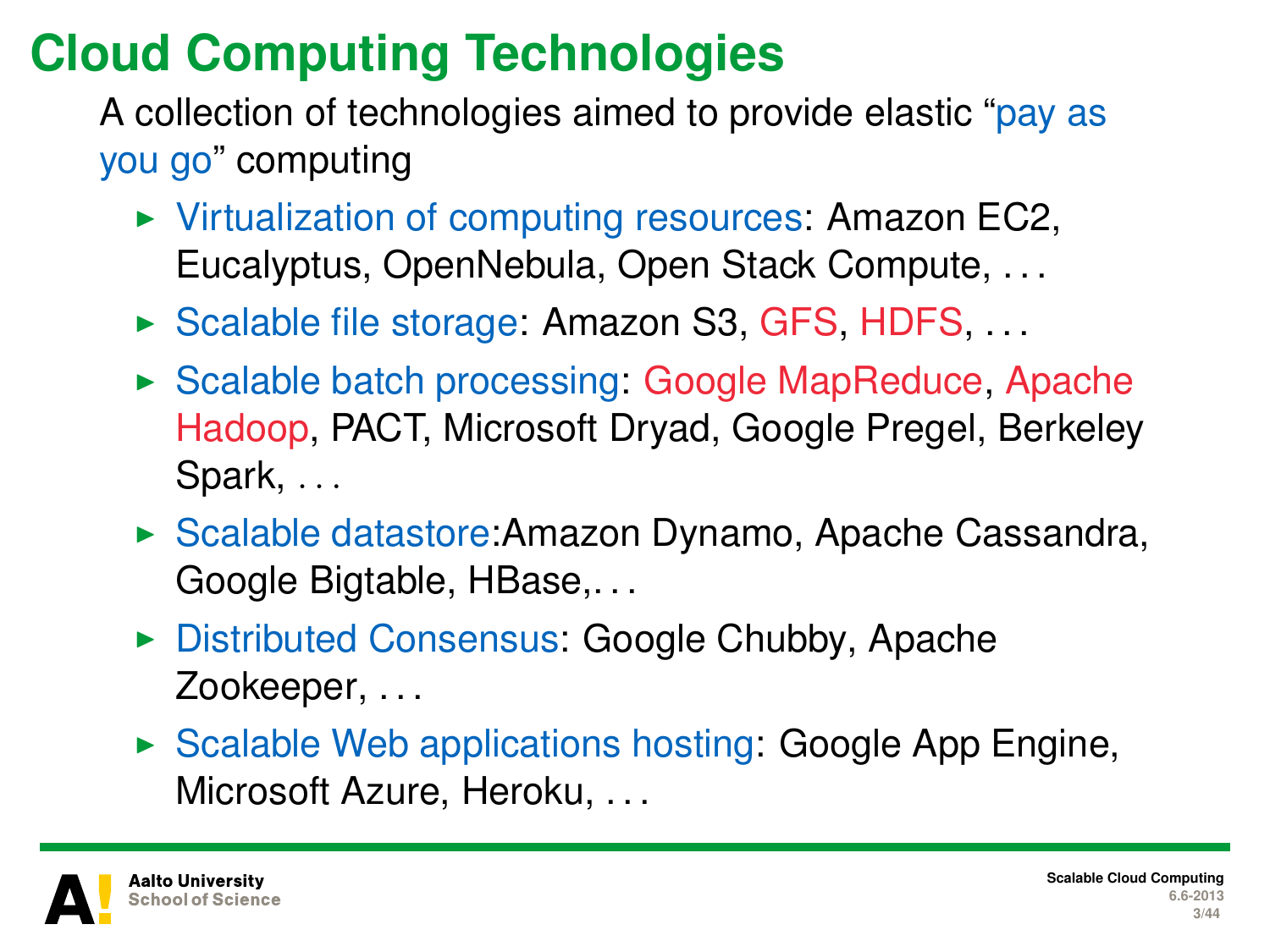# Cloud Computing Technologies

A collection of technologies aimed to provide elastic "pay as you go" computing

- Virtualization of computing resources: Amazon EC2, Eucalyptus, OpenNebula, Open Stack Compute, ...
- Scalable file storage: Amazon S3, GFS, HDFS, ...
- Scalable batch processing: Google MapReduce, Apache Hadoop, PACT, Microsoft Dryad, Google Pregel, Berkeley Spark, ...
- Scalable datastore:Amazon Dynamo, Apache Cassandra, Google Bigtable, HBase,...
- Distributed Consensus: Google Chubby, Apache Zookeeper, ...
- Scalable Web applications hosting: Google App Engine, Microsoft Azure, Heroku, ...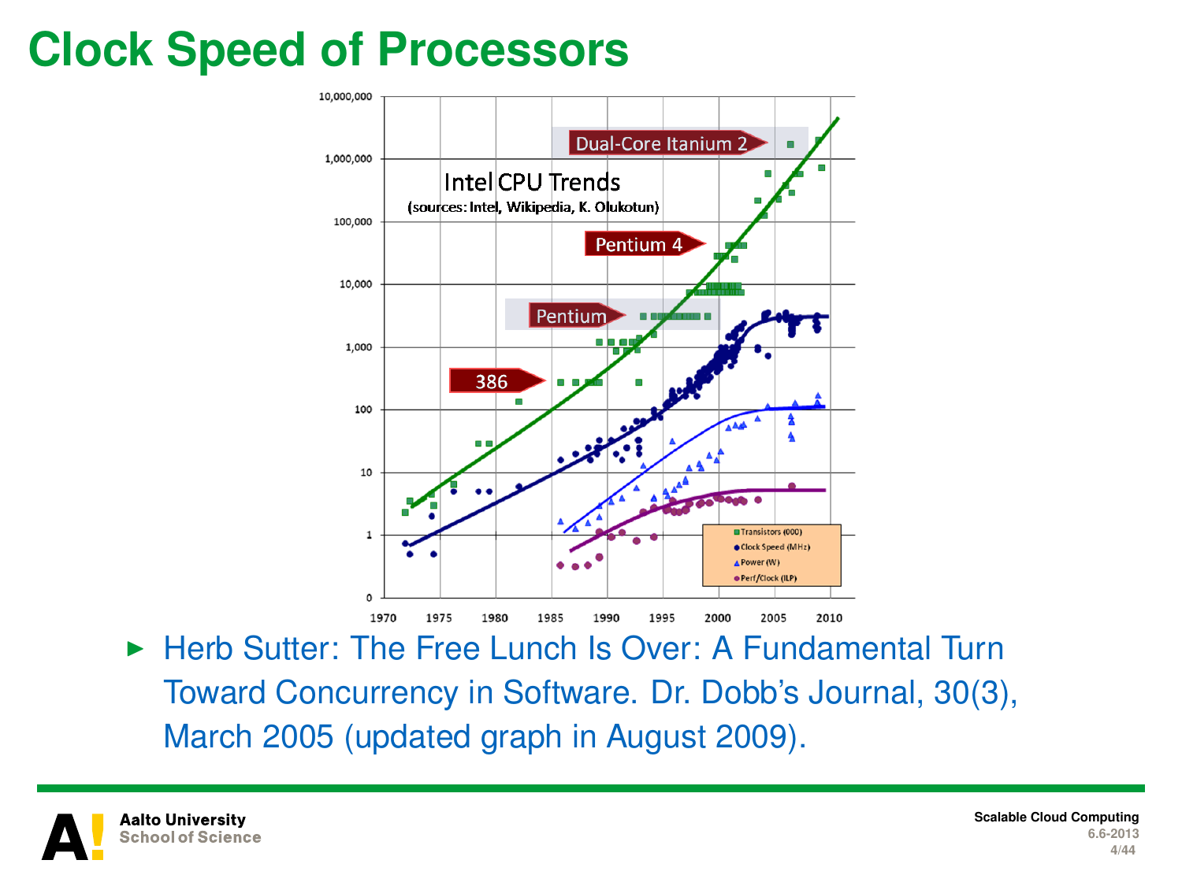# Clock Speed of Processors

- Herb Sutter: The Free Lunch Is Over: A Fundamental Turn Toward Concurrency in Software. Dr. Dobb's Journal, 30(3), March 2005 (updated graph in August 2009).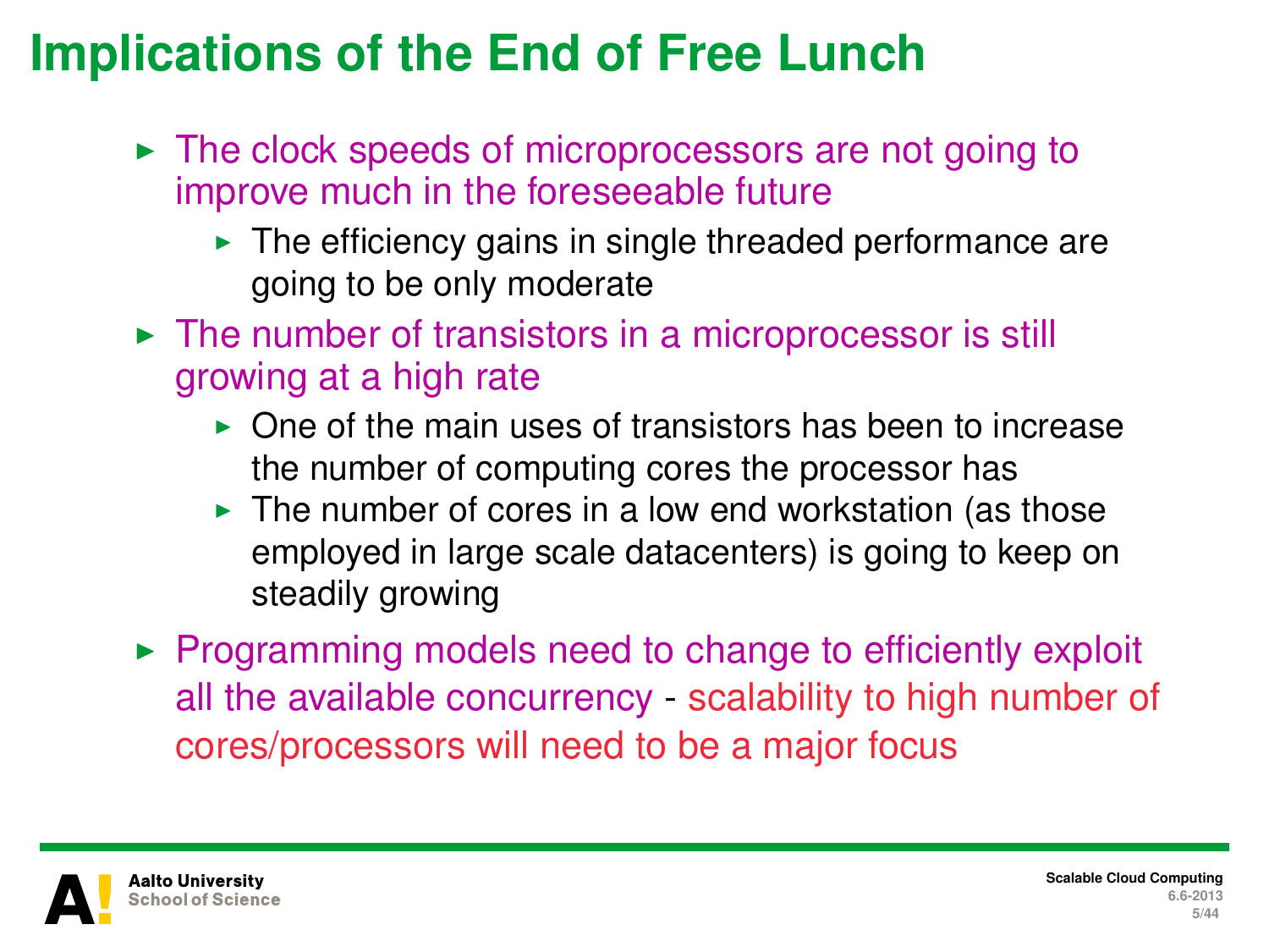# Implications of the End of Free Lunch

- The clock speeds of microprocessors are not going to improve much in the foreseeable future
  - The efficiency gains in single threaded performance are going to be only moderate
- The number of transistors in a microprocessor is still growing at a high rate
  - One of the main uses of transistors has been to increase the number of computing cores the processor has
  - The number of cores in a low end workstation (as those employed in large scale datacenters) is going to keep on steadily growing
- Programming models need to change to efficiently exploit all the available concurrency - scalability to high number of cores/processors will need to be a major focus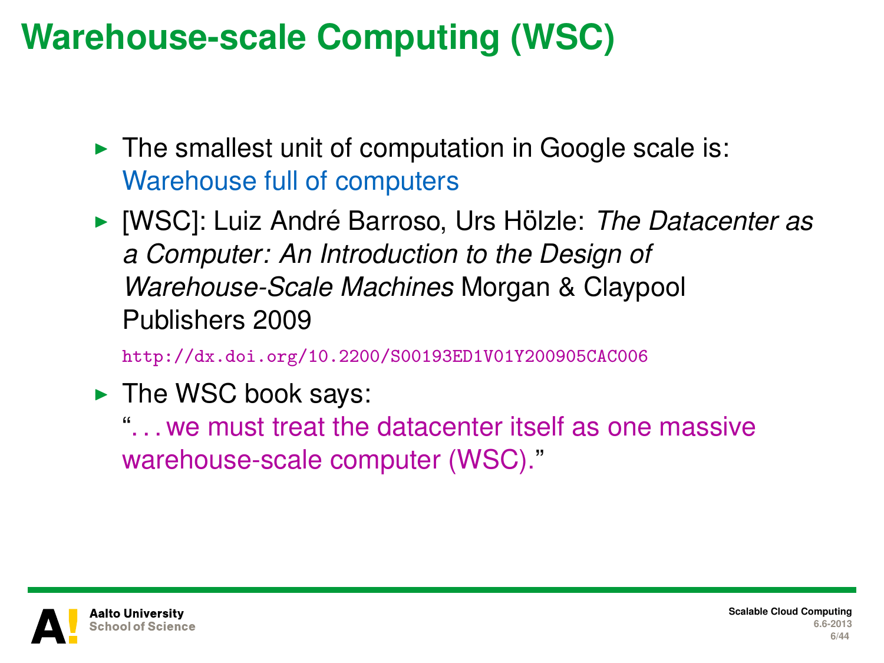# Warehouse-scale Computing (WSC)

- The smallest unit of computation in Google scale is: Warehouse full of computers
- [WSC]: Luiz André Barroso, Urs Hölzle: *The Datacenter as a Computer: An Introduction to the Design of Warehouse-Scale Machines* Morgan & Claypool Publishers 2009

  http://dx.doi.org/10.2200/S00193ED1V01Y200905CAC006
- The WSC book says:
  "...we must treat the datacenter itself as one massive warehouse-scale computer (WSC)."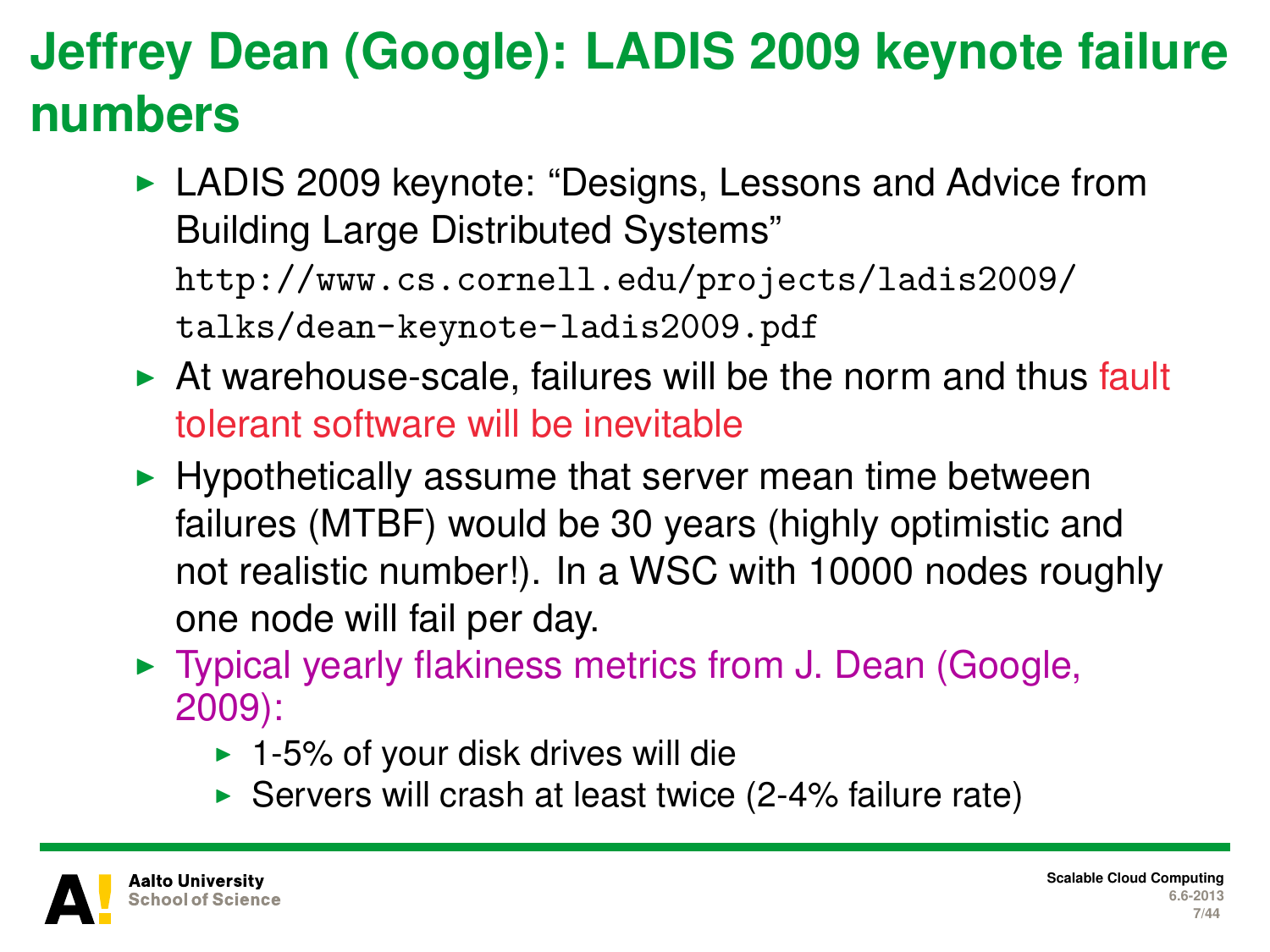# Jeffrey Dean (Google): LADIS 2009 keynote failure numbers

- LADIS 2009 keynote: "Designs, Lessons and Advice from Building Large Distributed Systems" `http://www.cs.cornell.edu/projects/ladis2009/talks/dean-keynote-ladis2009.pdf`
- At warehouse-scale, failures will be the norm and thus fault tolerant software will be inevitable
- Hypothetically assume that server mean time between failures (MTBF) would be 30 years (highly optimistic and not realistic number!). In a WSC with 10000 nodes roughly one node will fail per day.
- Typical yearly flakiness metrics from J. Dean (Google, 2009):
  - 1-5% of your disk drives will die
  - Servers will crash at least twice (2-4% failure rate)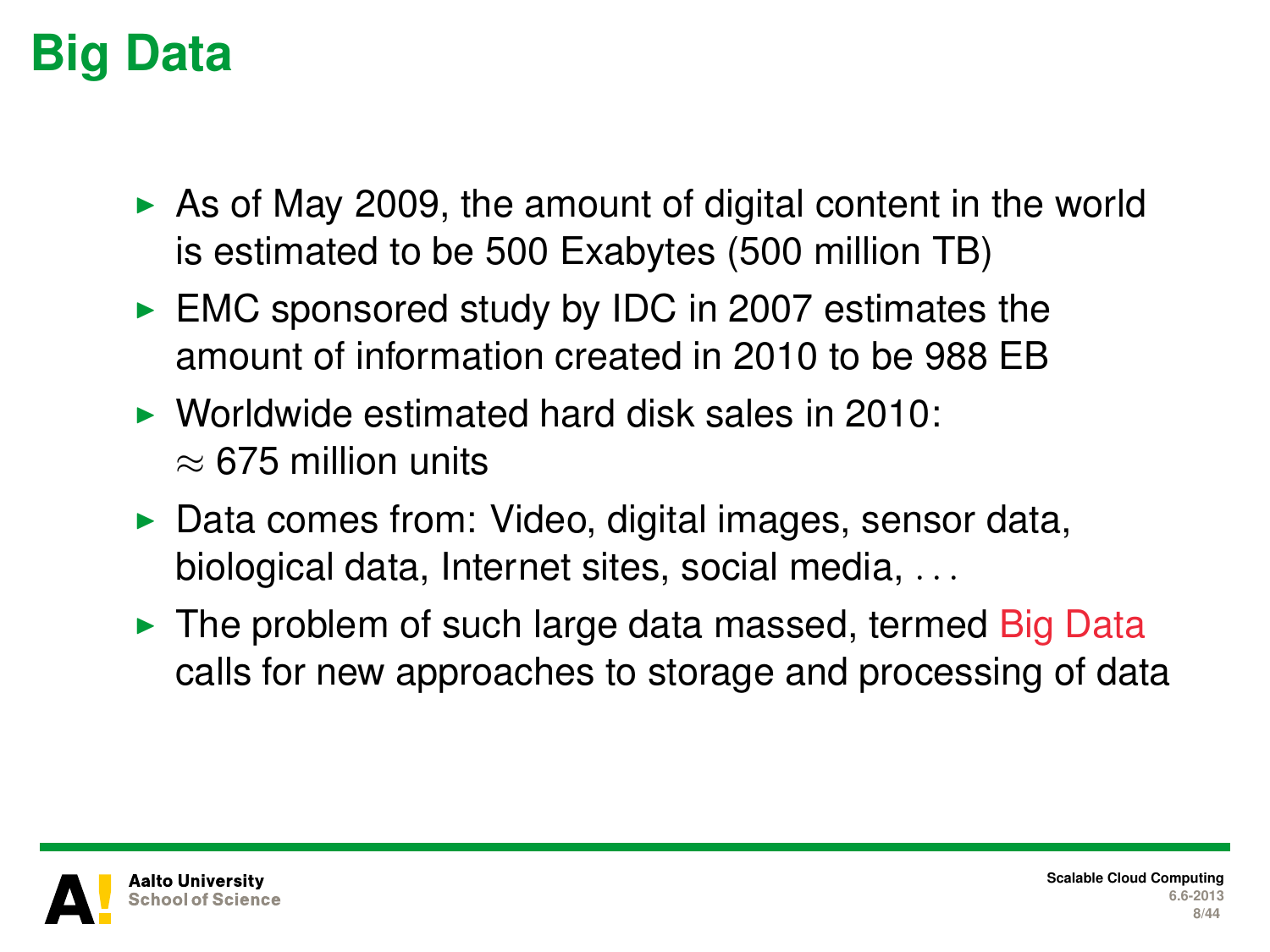# Big Data

- As of May 2009, the amount of digital content in the world is estimated to be 500 Exabytes (500 million TB)
- EMC sponsored study by IDC in 2007 estimates the amount of information created in 2010 to be 988 EB
- Worldwide estimated hard disk sales in 2010: $\approx$ 675 million units
- Data comes from: Video, digital images, sensor data, biological data, Internet sites, social media, ...
- The problem of such large data massed, termed Big Data calls for new approaches to storage and processing of data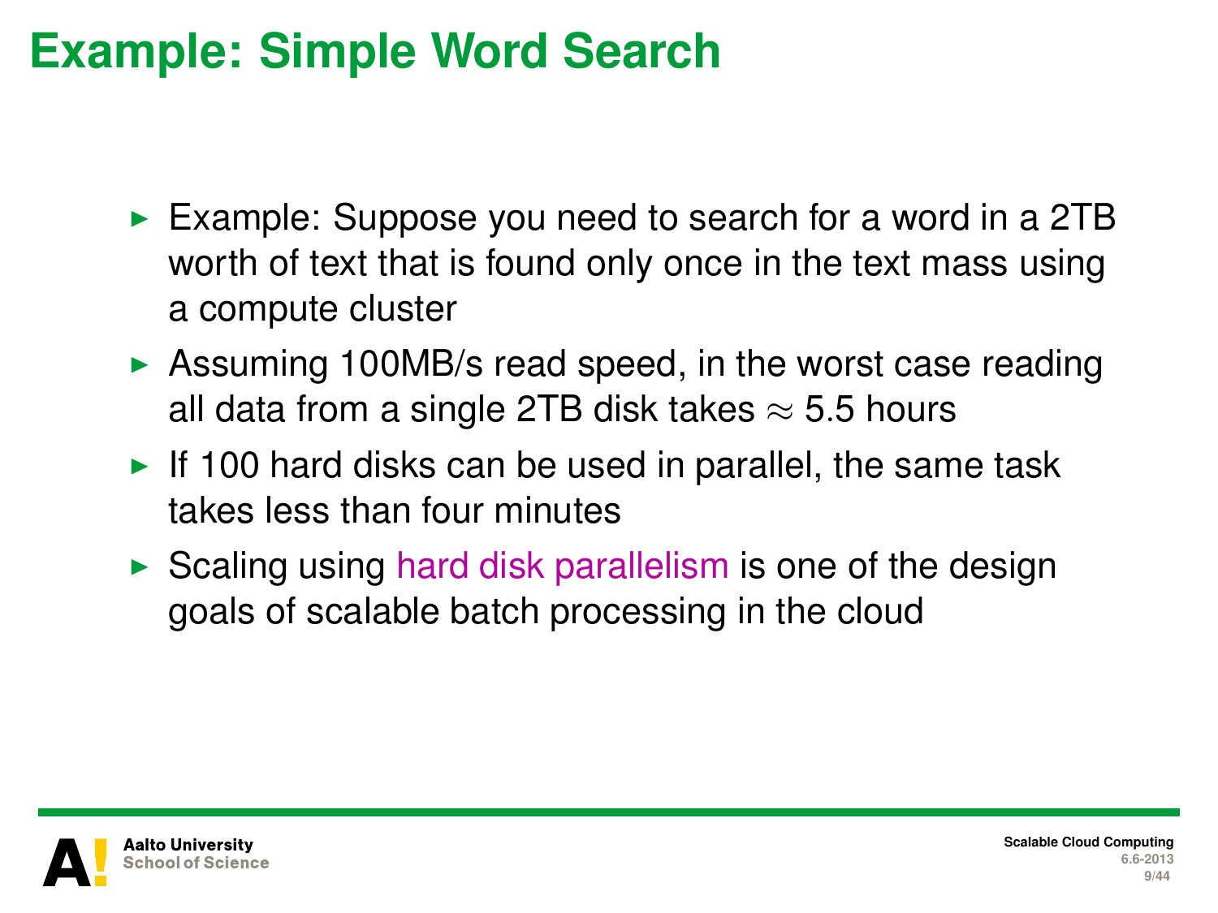# Example: Simple Word Search

- Example: Suppose you need to search for a word in a 2TB worth of text that is found only once in the text mass using a compute cluster
- Assuming 100MB/s read speed, in the worst case reading all data from a single 2TB disk takes $\approx$ 5.5 hours
- If 100 hard disks can be used in parallel, the same task takes less than four minutes
- Scaling using hard disk parallelism is one of the design goals of scalable batch processing in the cloud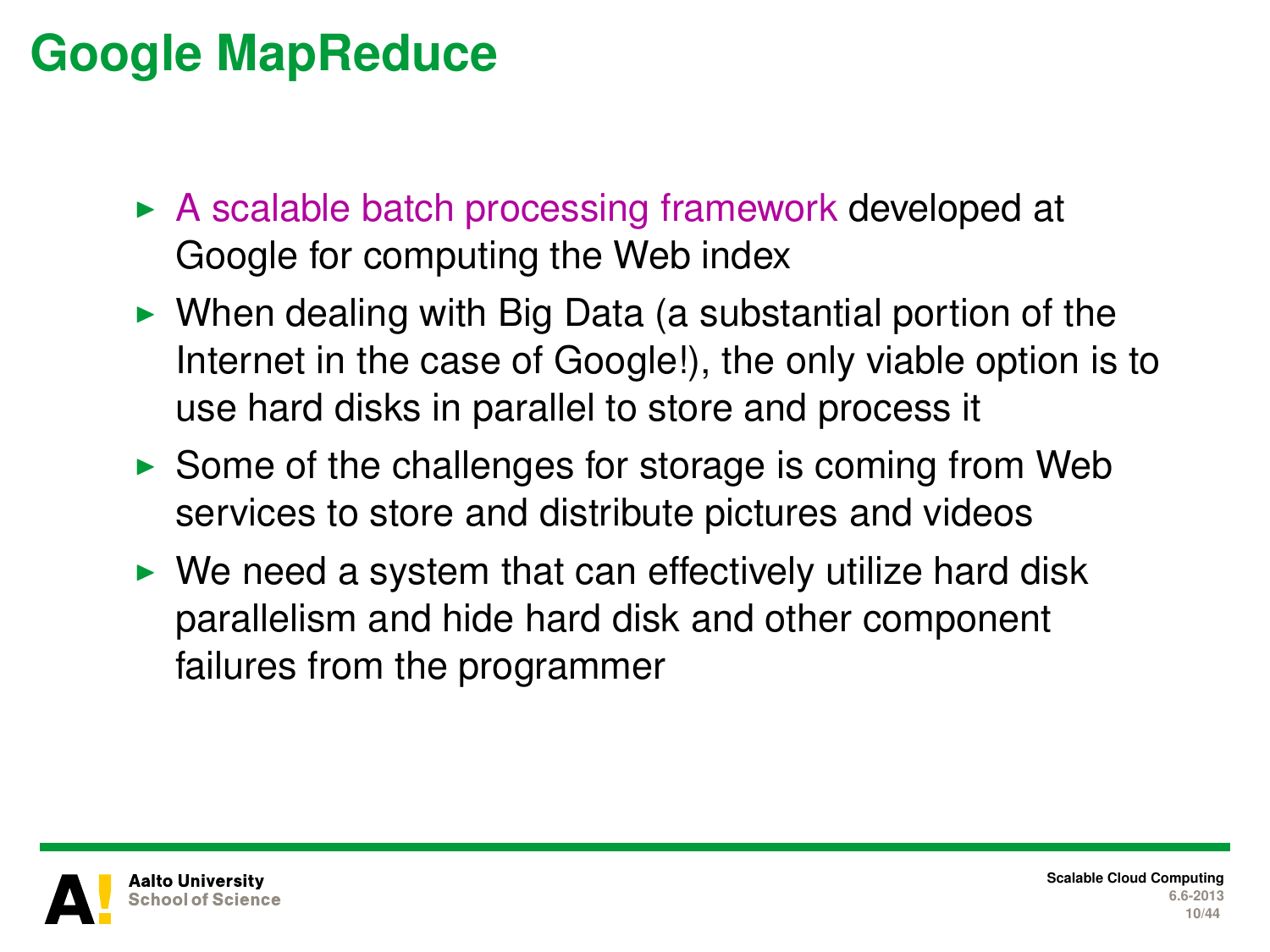# Google MapReduce

- A scalable batch processing framework developed at Google for computing the Web index
- When dealing with Big Data (a substantial portion of the Internet in the case of Google!), the only viable option is to use hard disks in parallel to store and process it
- Some of the challenges for storage is coming from Web services to store and distribute pictures and videos
- We need a system that can effectively utilize hard disk parallelism and hide hard disk and other component failures from the programmer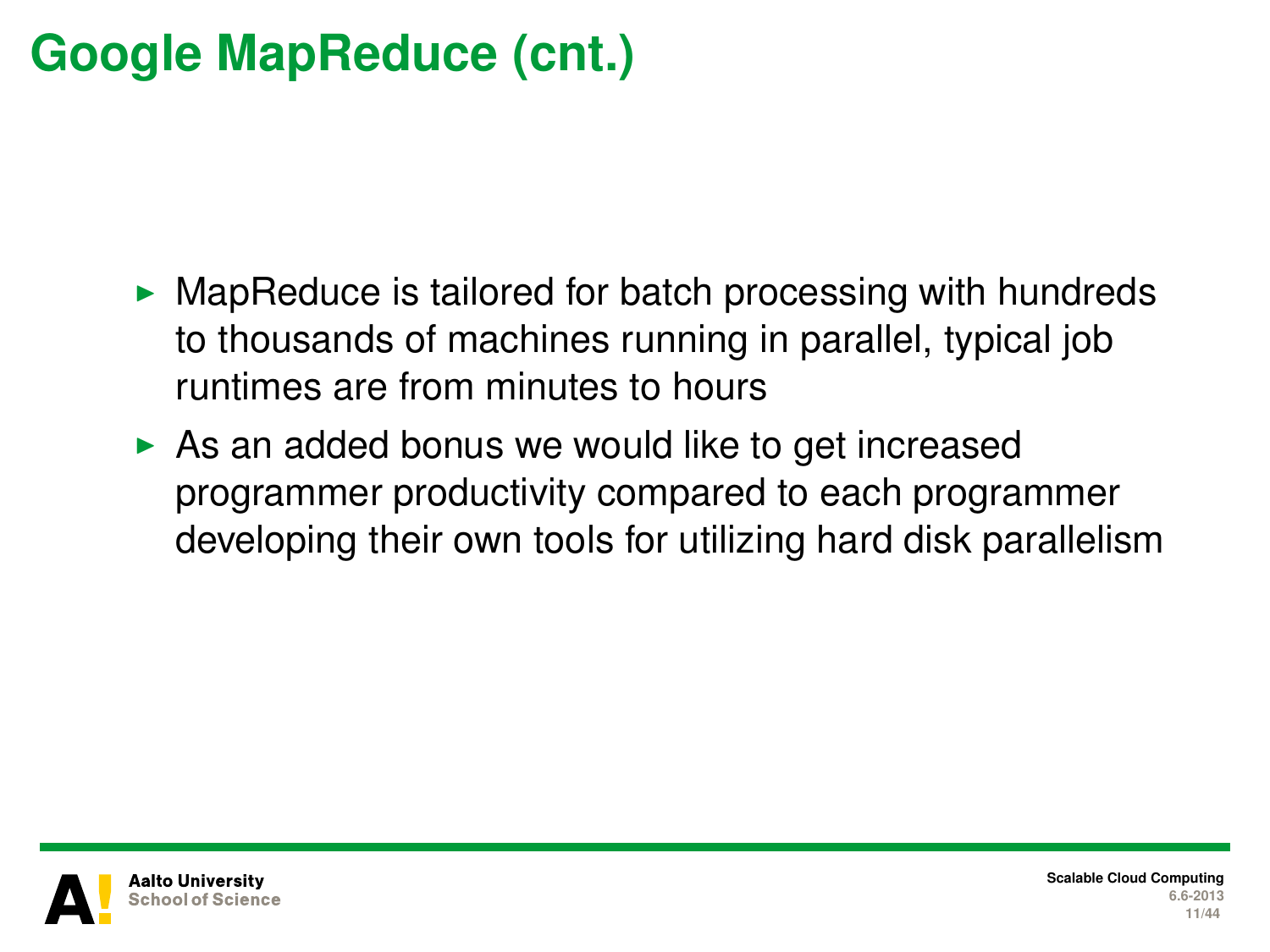# Google MapReduce (cnt.)

- MapReduce is tailored for batch processing with hundreds to thousands of machines running in parallel, typical job runtimes are from minutes to hours
- As an added bonus we would like to get increased programmer productivity compared to each programmer developing their own tools for utilizing hard disk parallelism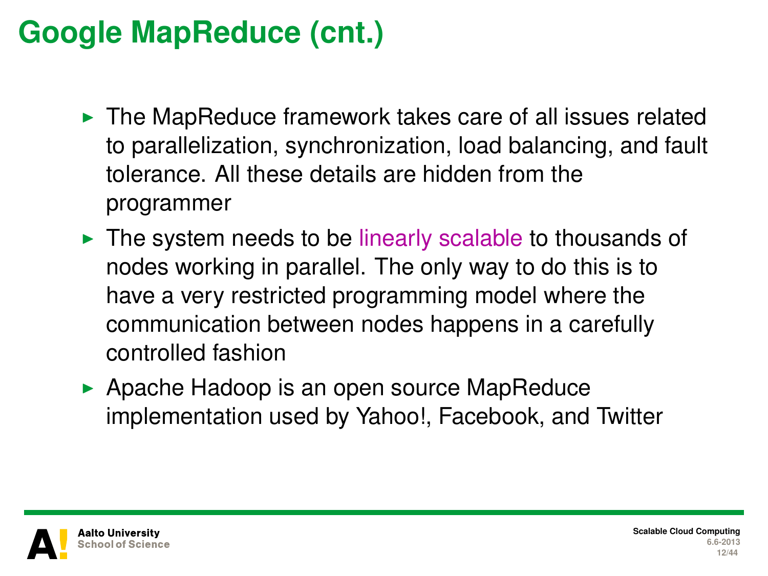# Google MapReduce (cnt.)

- The MapReduce framework takes care of all issues related to parallelization, synchronization, load balancing, and fault tolerance. All these details are hidden from the programmer
- The system needs to be linearly scalable to thousands of nodes working in parallel. The only way to do this is to have a very restricted programming model where the communication between nodes happens in a carefully controlled fashion
- Apache Hadoop is an open source MapReduce implementation used by Yahoo!, Facebook, and Twitter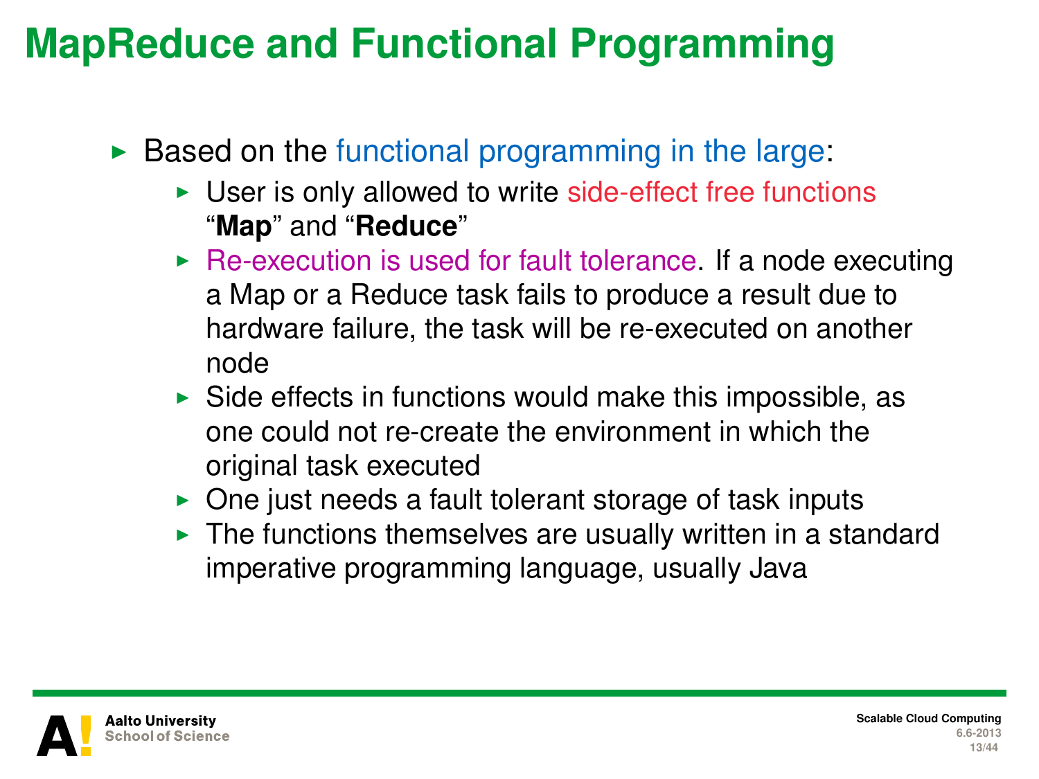# MapReduce and Functional Programming

- Based on the functional programming in the large:
  - User is only allowed to write side-effect free functions "**Map**" and "**Reduce**"
  - Re-execution is used for fault tolerance. If a node executing a Map or a Reduce task fails to produce a result due to hardware failure, the task will be re-executed on another node
  - Side effects in functions would make this impossible, as one could not re-create the environment in which the original task executed
  - One just needs a fault tolerant storage of task inputs
  - The functions themselves are usually written in a standard imperative programming language, usually Java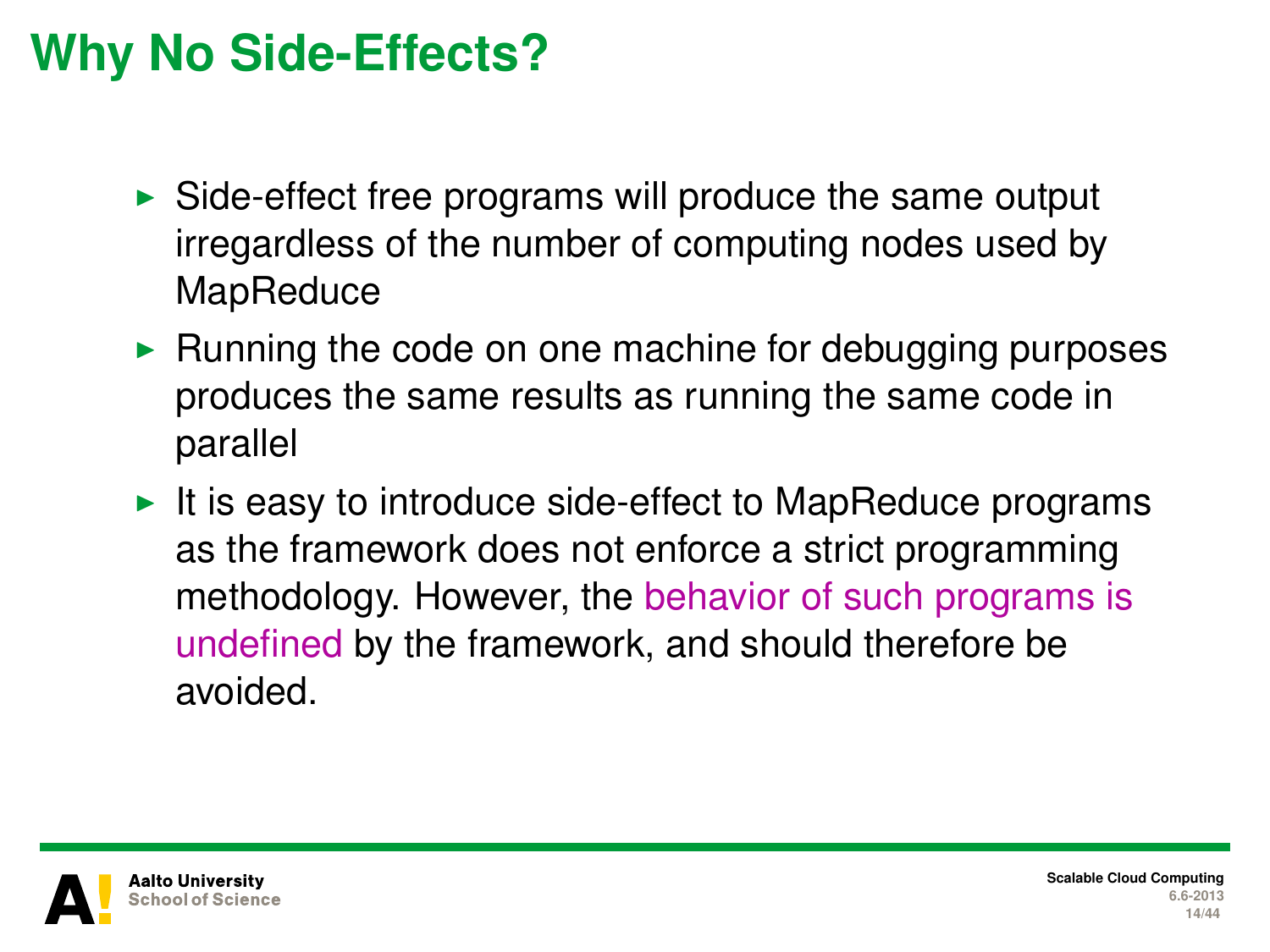# Why No Side-Effects?

- Side-effect free programs will produce the same output irregardless of the number of computing nodes used by MapReduce
- Running the code on one machine for debugging purposes produces the same results as running the same code in parallel
- It is easy to introduce side-effect to MapReduce programs as the framework does not enforce a strict programming methodology. However, the behavior of such programs is undefined by the framework, and should therefore be avoided.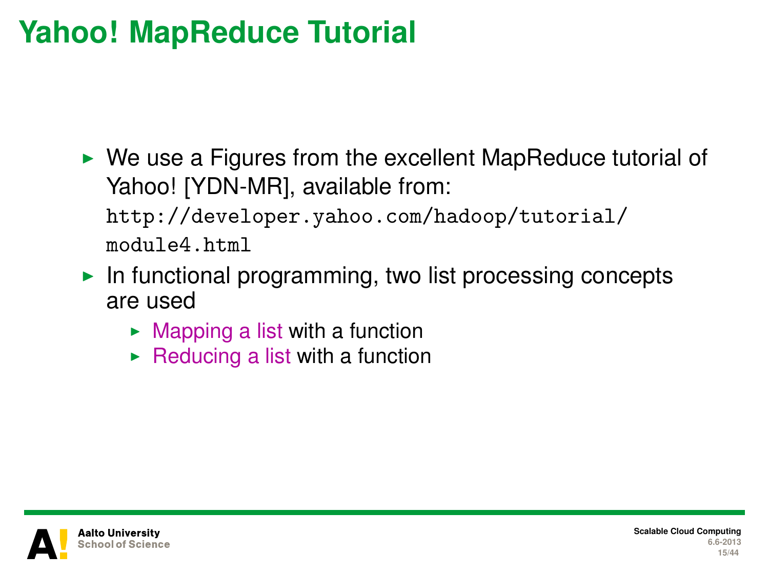# Yahoo! MapReduce Tutorial

- We use a Figures from the excellent MapReduce tutorial of Yahoo! [YDN-MR], available from: `http://developer.yahoo.com/hadoop/tutorial/module4.html`
- In functional programming, two list processing concepts are used
  - Mapping a list with a function
  - Reducing a list with a function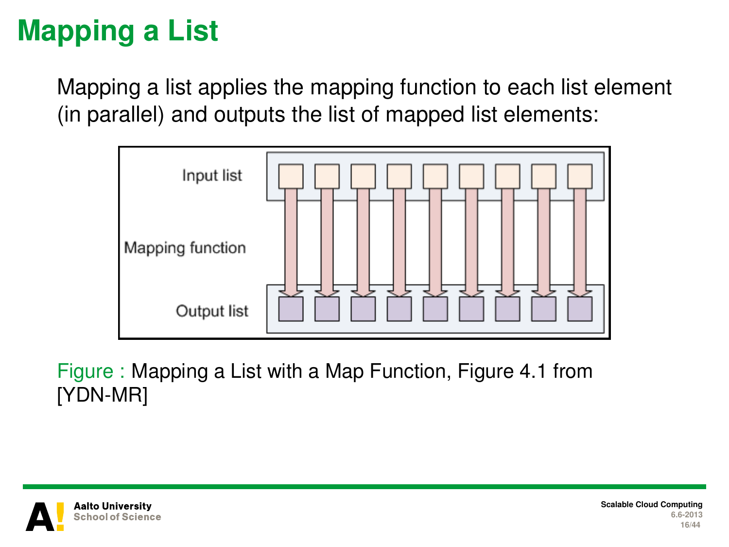# Mapping a List

Mapping a list applies the mapping function to each list element (in parallel) and outputs the list of mapped list elements:

Input list

Mapping function

Output list

Figure : Mapping a List with a Map Function, Figure 4.1 from [YDN-MR]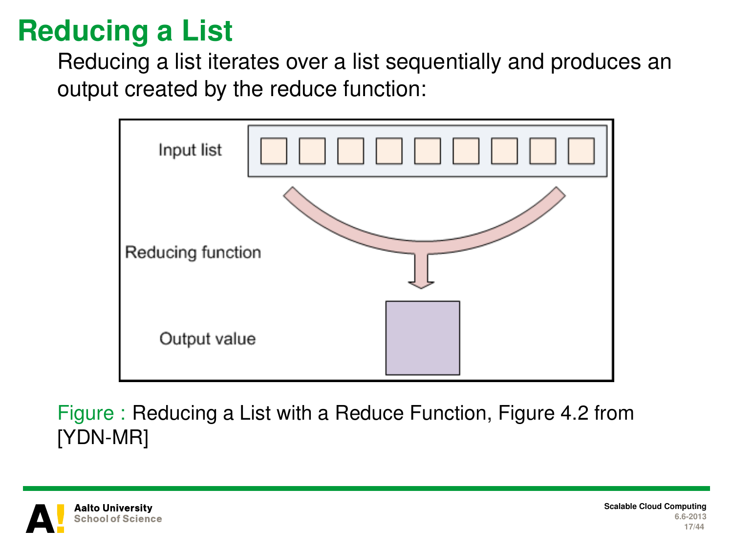# Reducing a List

Reducing a list iterates over a list sequentially and produces an output created by the reduce function:

Input list

Reducing function

Output value

Figure : Reducing a List with a Reduce Function, Figure 4.2 from [YDN-MR]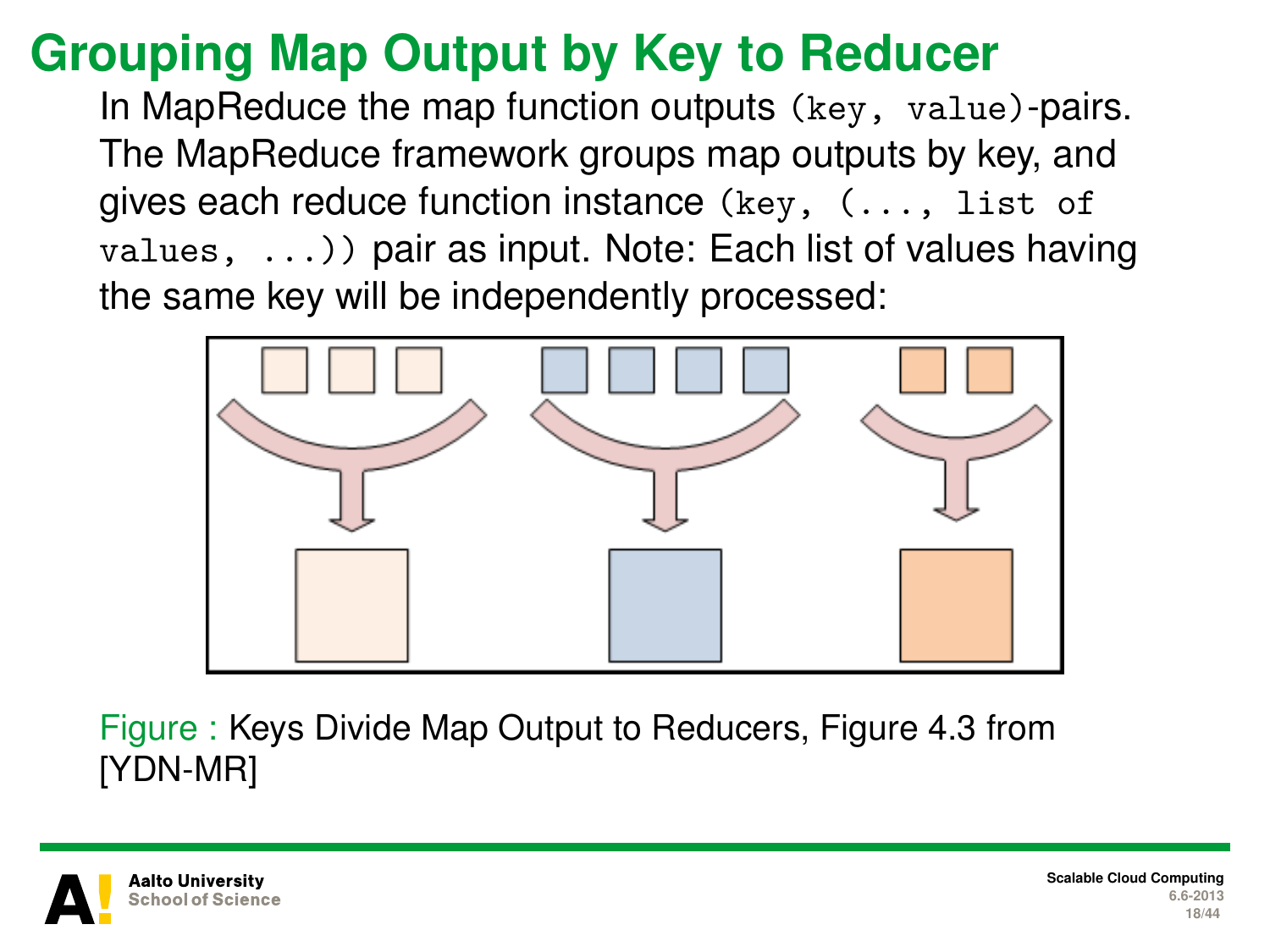# Grouping Map Output by Key to Reducer

In MapReduce the map function outputs `(key, value)`-pairs. The MapReduce framework groups map outputs by key, and gives each reduce function instance `(key, (..., list of values, ...))` pair as input. Note: Each list of values having the same key will be independently processed:

Figure : Keys Divide Map Output to Reducers, Figure 4.3 from [YDN-MR]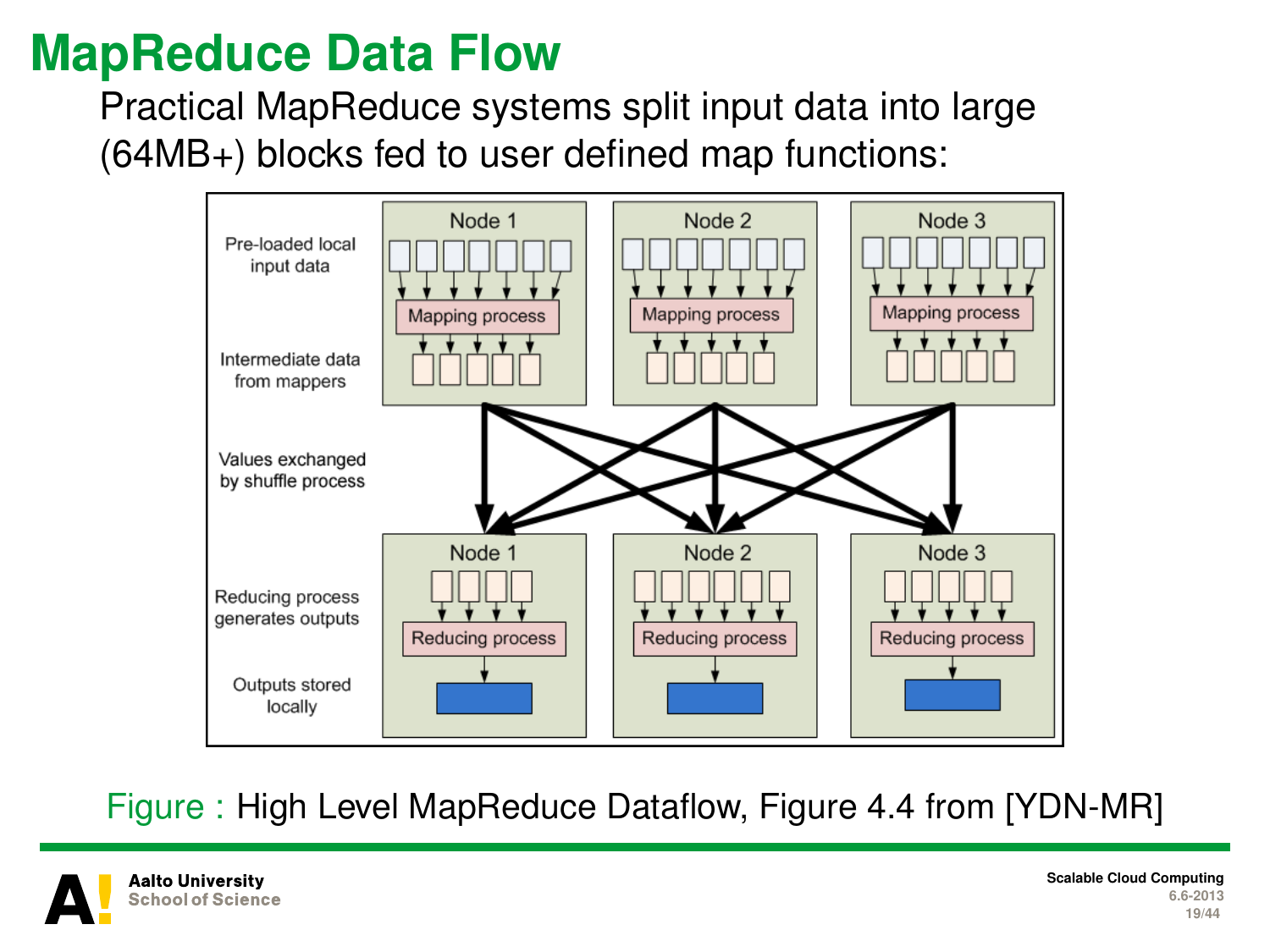# MapReduce Data Flow

Practical MapReduce systems split input data into large (64MB+) blocks fed to user defined map functions:

Figure : High Level MapReduce Dataflow, Figure 4.4 from [YDN-MR]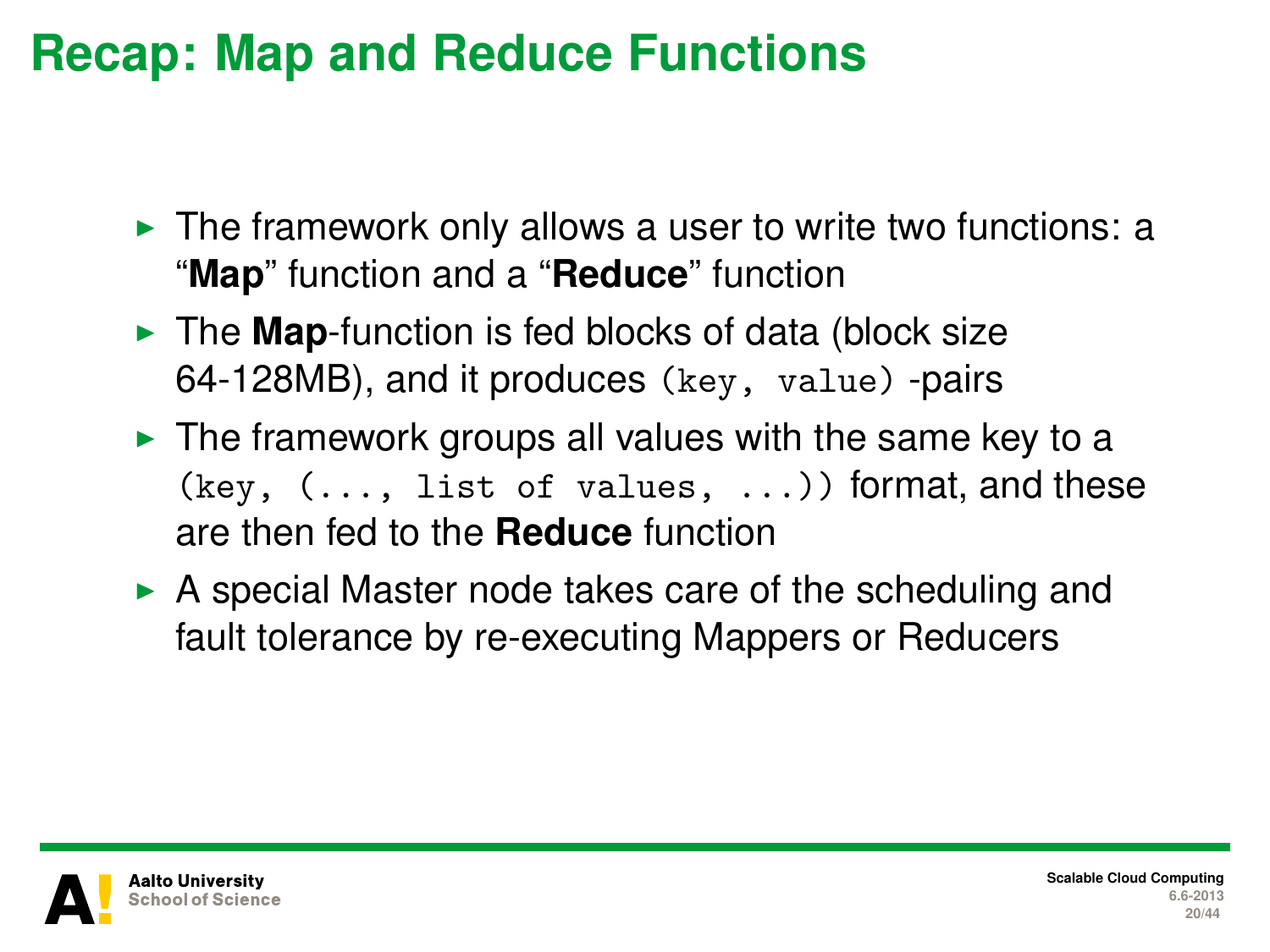# Recap: Map and Reduce Functions

- The framework only allows a user to write two functions: a "**Map**" function and a "**Reduce**" function
- The **Map**-function is fed blocks of data (block size 64-128MB), and it produces `(key, value)` -pairs
- The framework groups all values with the same key to a `(key, (..., list of values, ...))` format, and these are then fed to the **Reduce** function
- A special Master node takes care of the scheduling and fault tolerance by re-executing Mappers or Reducers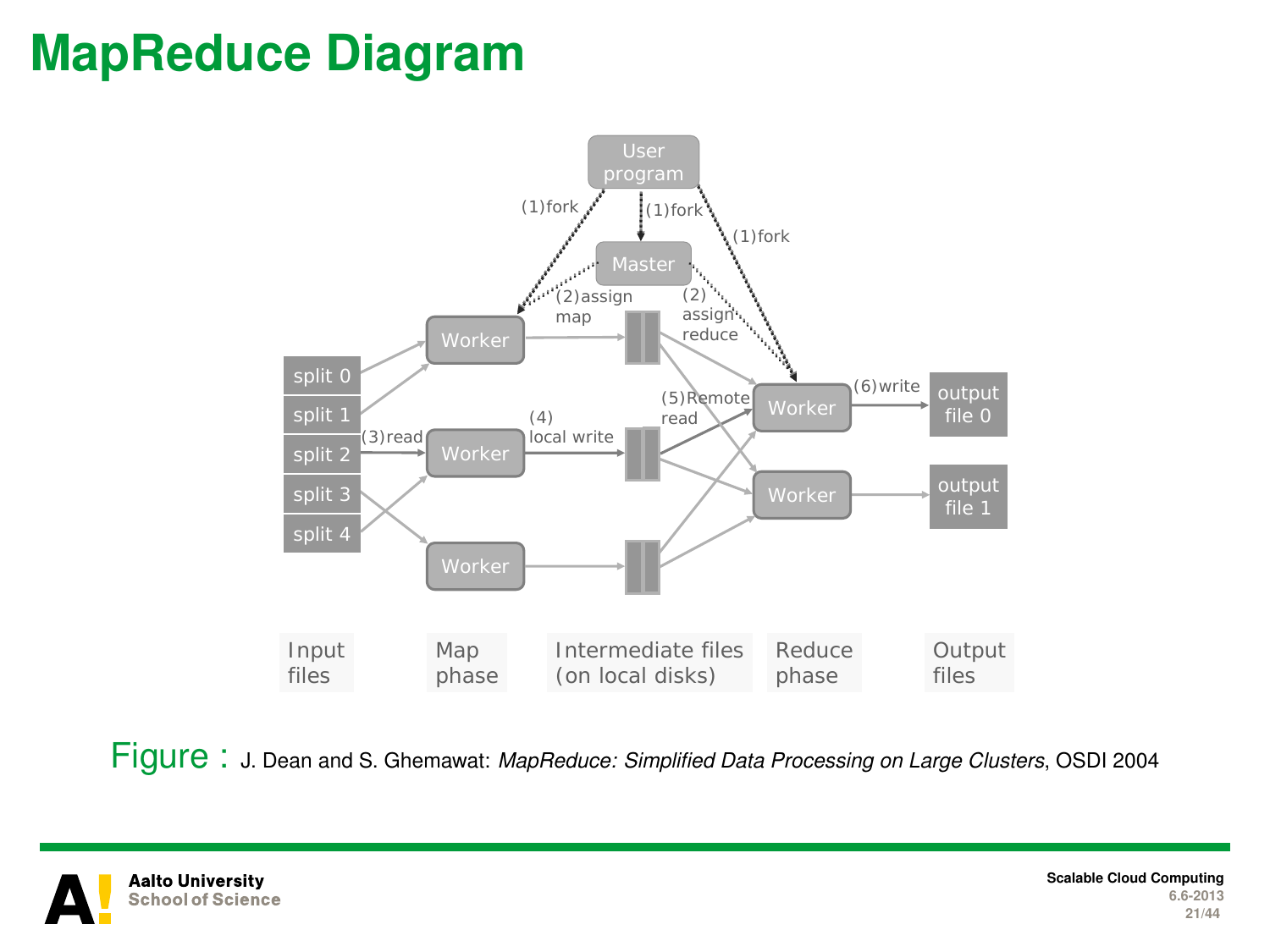# MapReduce Diagram

User program

(1)fork (1)fork (1)fork

Master

(2)assign map

(2) assign reduce

split 0
split 1
split 2
split 3
split 4

(3)read

Worker
Worker
Worker

(4) local write

(5)Remote read

Worker
Worker

(6)write

output file 0
output file 1

Input files | Map phase | Intermediate files (on local disks) | Reduce phase | Output files

Figure : J. Dean and S. Ghemawat: *MapReduce: Simplified Data Processing on Large Clusters*, OSDI 2004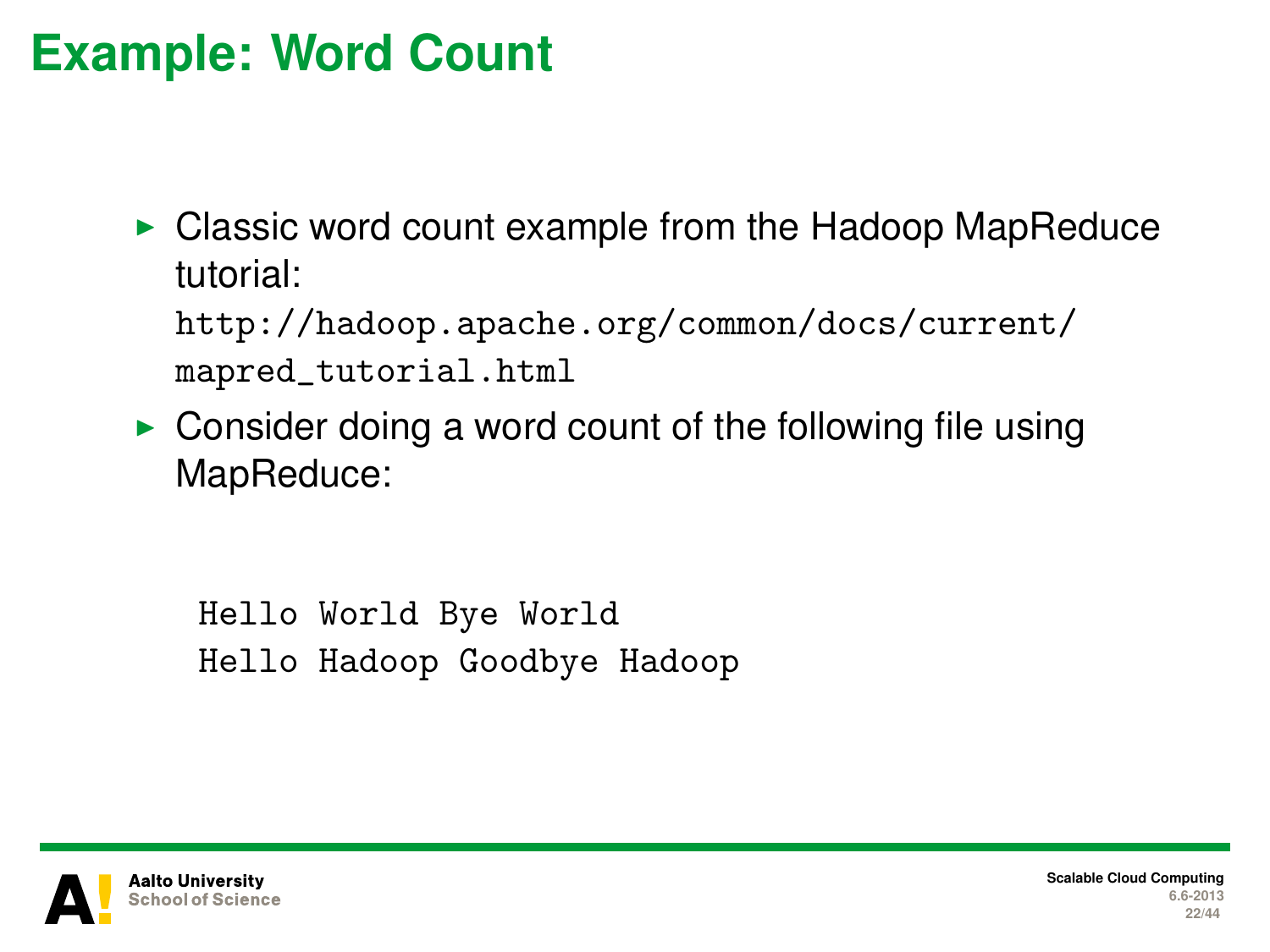# Example: Word Count

- Classic word count example from the Hadoop MapReduce tutorial:
  `http://hadoop.apache.org/common/docs/current/mapred_tutorial.html`
- Consider doing a word count of the following file using MapReduce:

```
Hello World Bye World
Hello Hadoop Goodbye Hadoop
```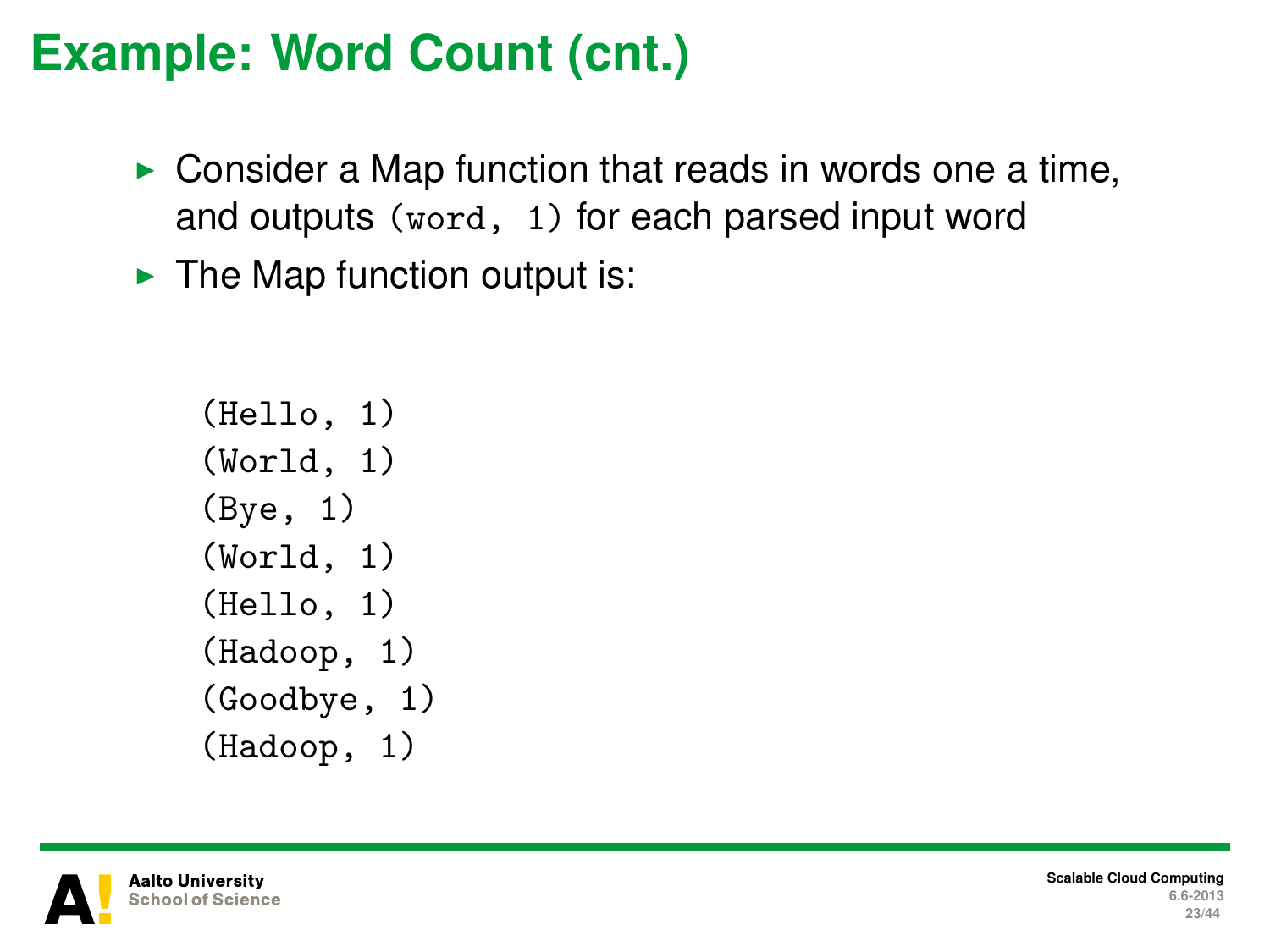# Example: Word Count (cnt.)

- Consider a Map function that reads in words one a time, and outputs `(word, 1)` for each parsed input word
- The Map function output is:

```
(Hello, 1)
(World, 1)
(Bye, 1)
(World, 1)
(Hello, 1)
(Hadoop, 1)
(Goodbye, 1)
(Hadoop, 1)
```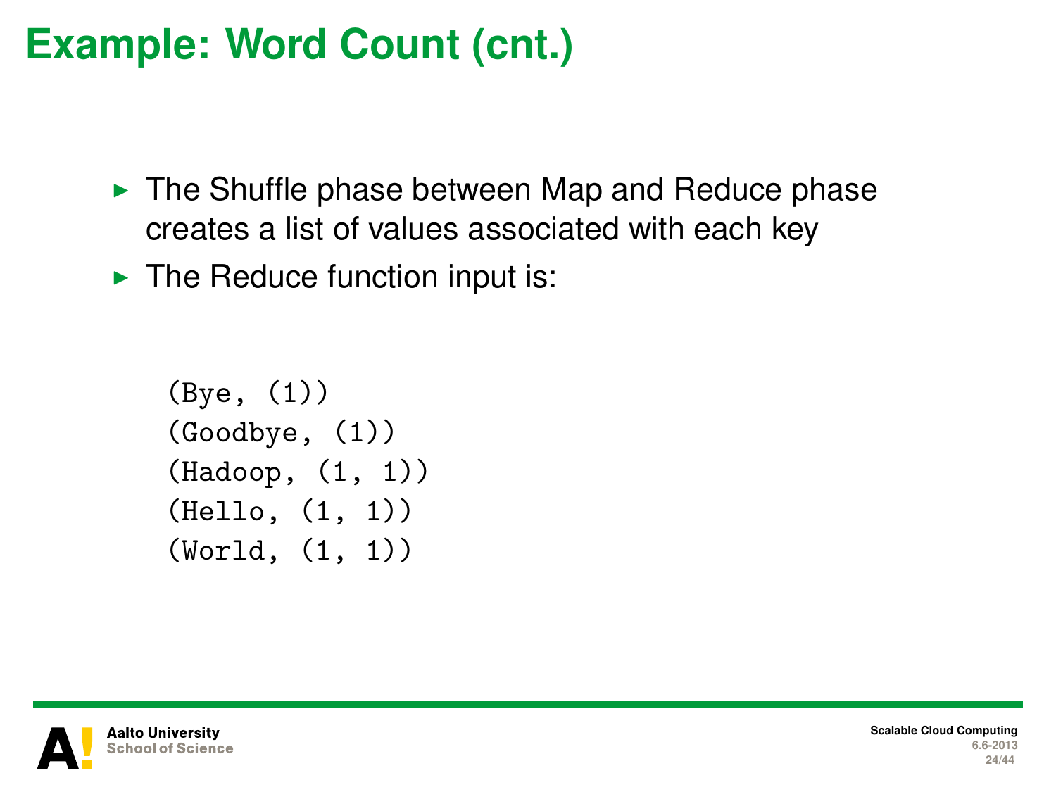# Example: Word Count (cnt.)

- The Shuffle phase between Map and Reduce phase creates a list of values associated with each key
- The Reduce function input is:

```
(Bye, (1))
(Goodbye, (1))
(Hadoop, (1, 1))
(Hello, (1, 1))
(World, (1, 1))
```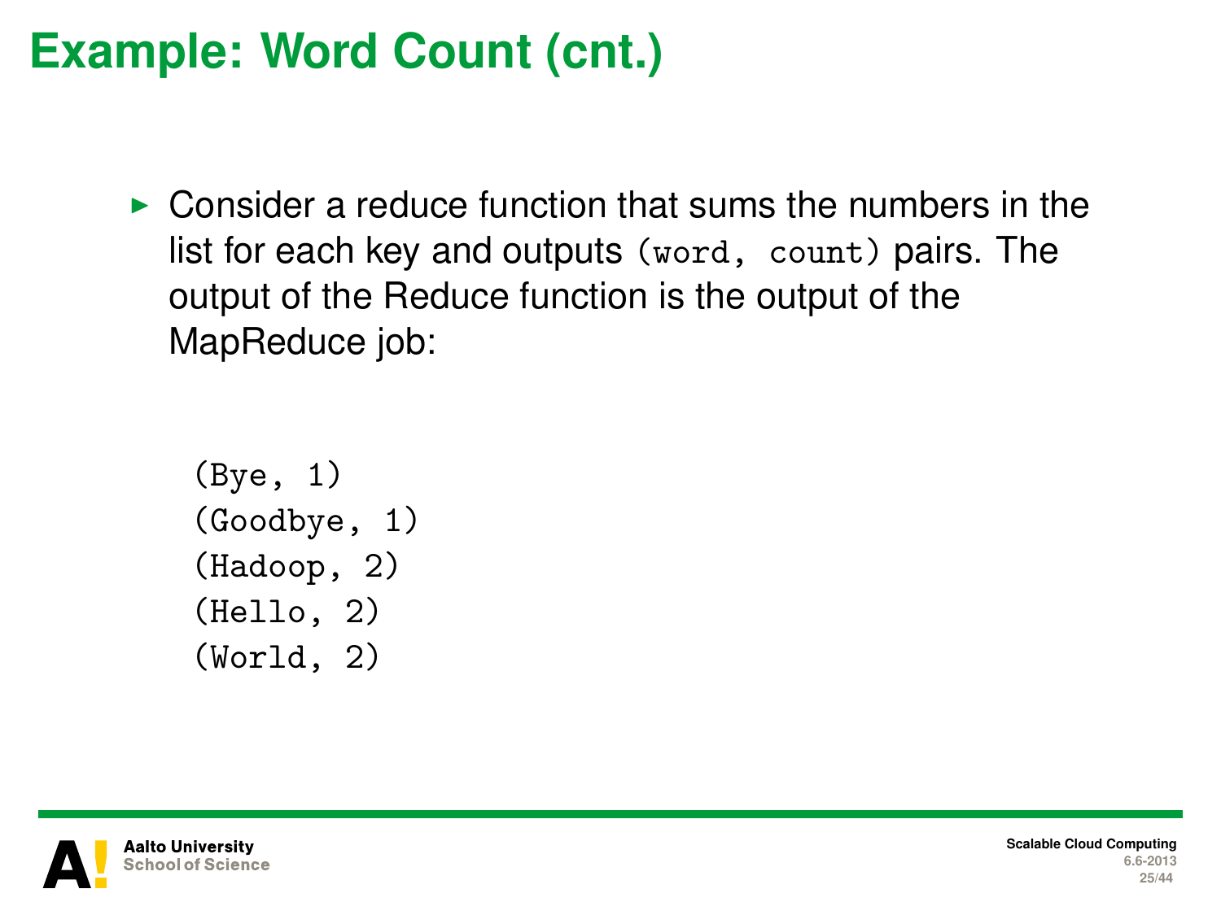# Example: Word Count (cnt.)

- Consider a reduce function that sums the numbers in the list for each key and outputs `(word, count)` pairs. The output of the Reduce function is the output of the MapReduce job:

```
(Bye, 1)
(Goodbye, 1)
(Hadoop, 2)
(Hello, 2)
(World, 2)
```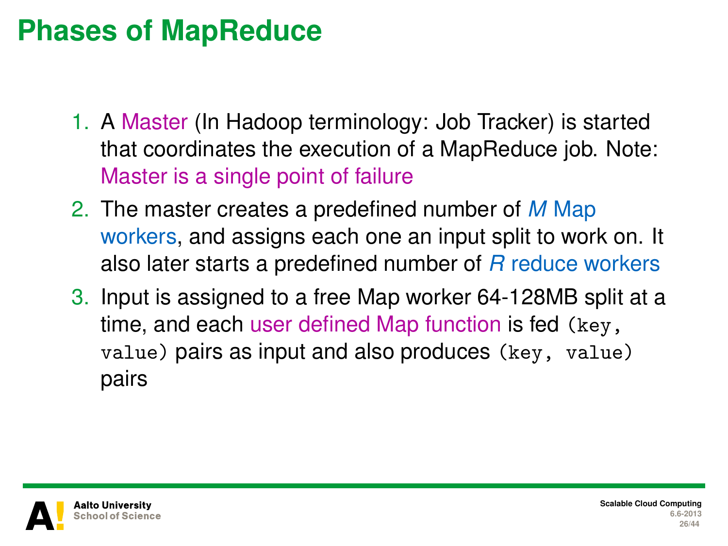# Phases of MapReduce

1. A Master (In Hadoop terminology: Job Tracker) is started that coordinates the execution of a MapReduce job. Note: Master is a single point of failure
2. The master creates a predefined number of $M$ Map workers, and assigns each one an input split to work on. It also later starts a predefined number of $R$ reduce workers
3. Input is assigned to a free Map worker 64-128MB split at a time, and each user defined Map function is fed `(key, value)` pairs as input and also produces `(key, value)` pairs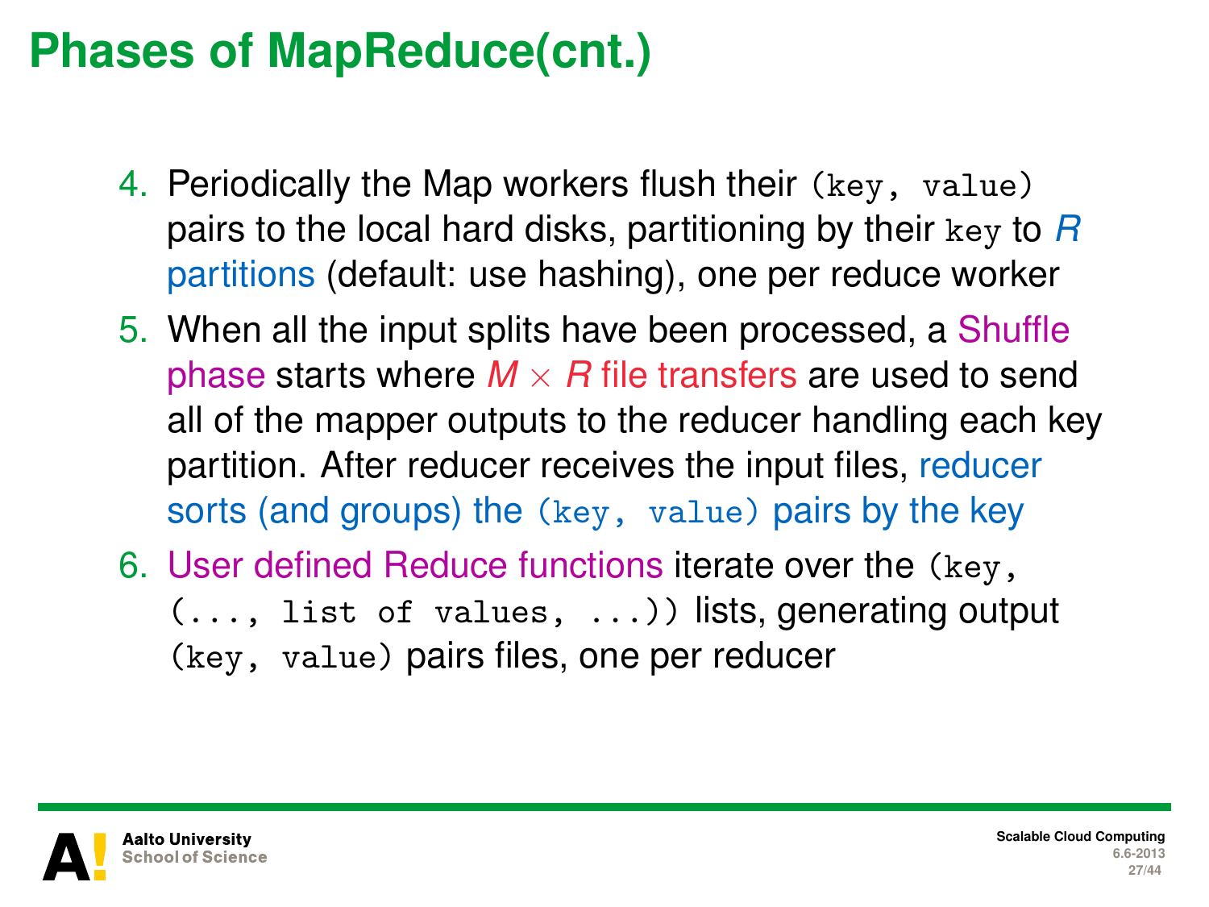# Phases of MapReduce(cnt.)

4. Periodically the Map workers flush their `(key, value)` pairs to the local hard disks, partitioning by their `key` to $R$ partitions (default: use hashing), one per reduce worker
5. When all the input splits have been processed, a Shuffle phase starts where $M \times R$ file transfers are used to send all of the mapper outputs to the reducer handling each key partition. After reducer receives the input files, reducer sorts (and groups) the `(key, value)` pairs by the key
6. User defined Reduce functions iterate over the `(key, (..., list of values, ...))` lists, generating output `(key, value)` pairs files, one per reducer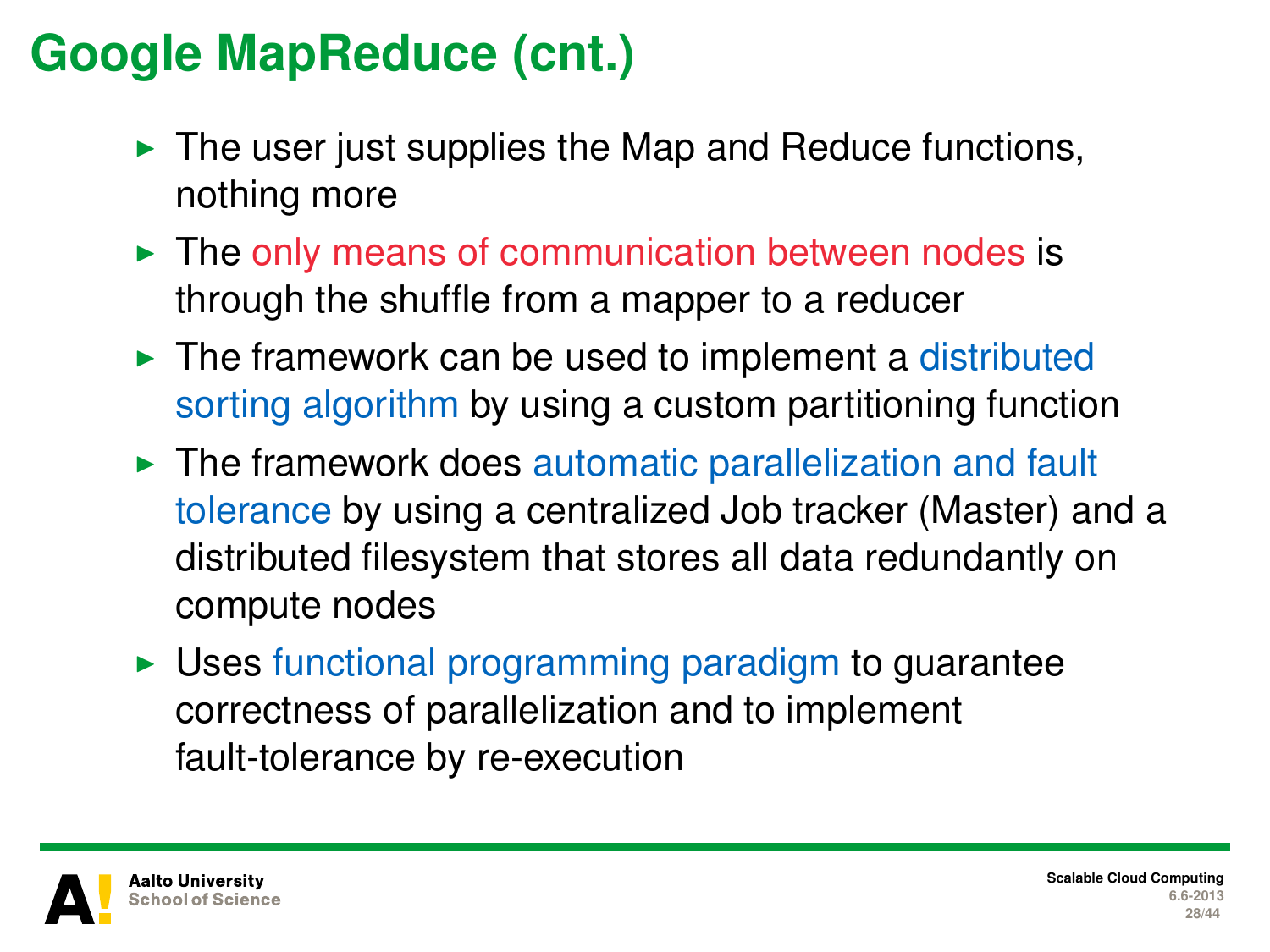# Google MapReduce (cnt.)

- The user just supplies the Map and Reduce functions, nothing more
- The only means of communication between nodes is through the shuffle from a mapper to a reducer
- The framework can be used to implement a distributed sorting algorithm by using a custom partitioning function
- The framework does automatic parallelization and fault tolerance by using a centralized Job tracker (Master) and a distributed filesystem that stores all data redundantly on compute nodes
- Uses functional programming paradigm to guarantee correctness of parallelization and to implement fault-tolerance by re-execution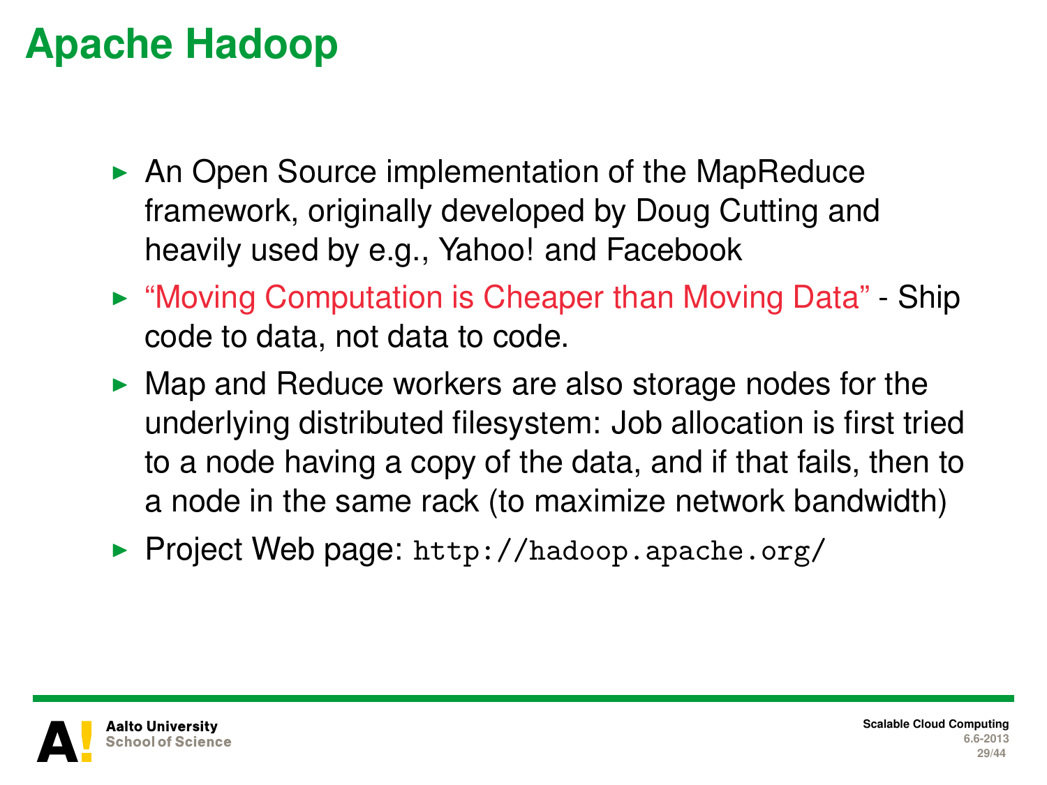# Apache Hadoop

- An Open Source implementation of the MapReduce framework, originally developed by Doug Cutting and heavily used by e.g., Yahoo! and Facebook
- "Moving Computation is Cheaper than Moving Data" - Ship code to data, not data to code.
- Map and Reduce workers are also storage nodes for the underlying distributed filesystem: Job allocation is first tried to a node having a copy of the data, and if that fails, then to a node in the same rack (to maximize network bandwidth)
- Project Web page: `http://hadoop.apache.org/`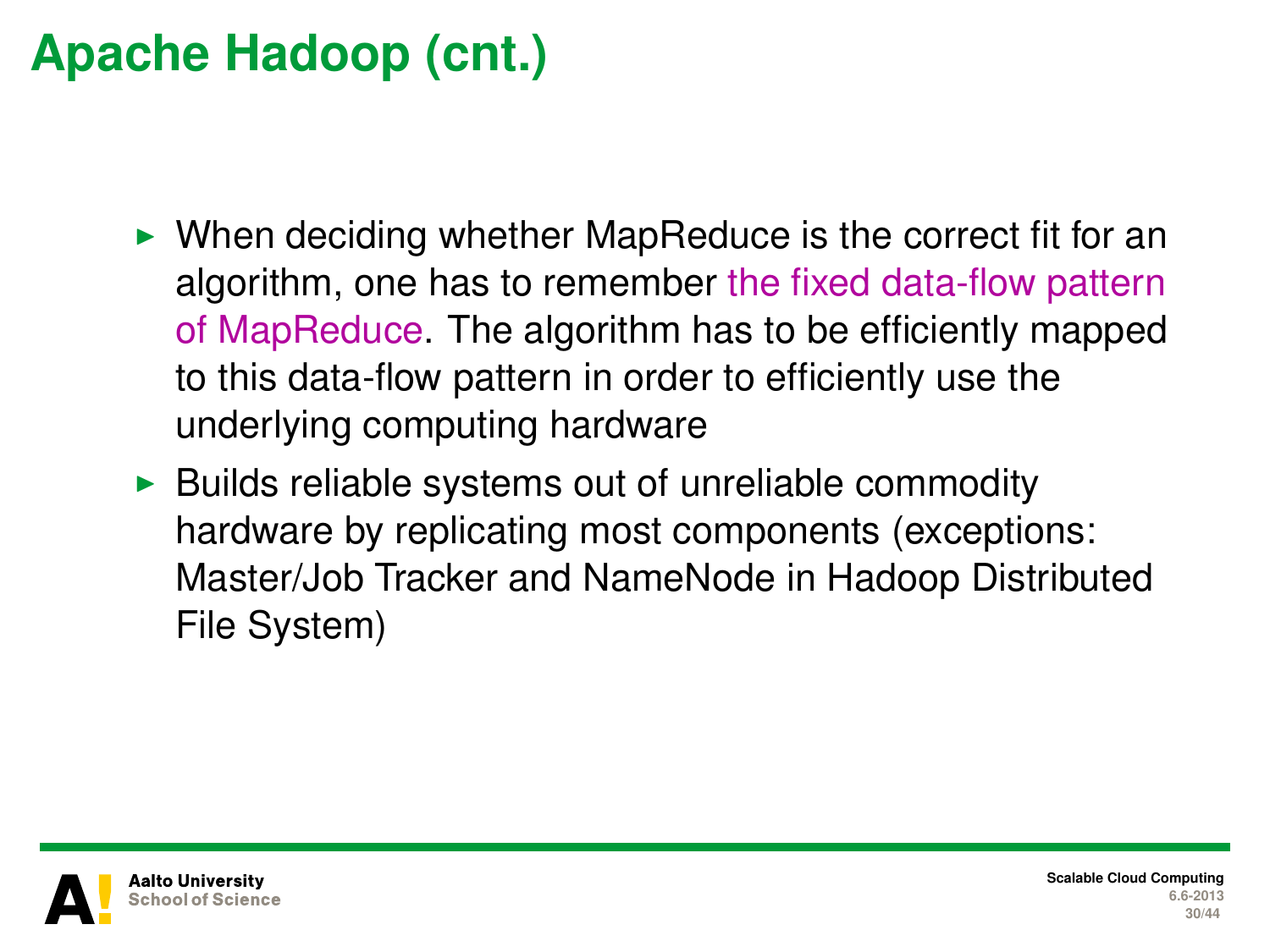# Apache Hadoop (cnt.)

- When deciding whether MapReduce is the correct fit for an algorithm, one has to remember the fixed data-flow pattern of MapReduce. The algorithm has to be efficiently mapped to this data-flow pattern in order to efficiently use the underlying computing hardware
- Builds reliable systems out of unreliable commodity hardware by replicating most components (exceptions: Master/Job Tracker and NameNode in Hadoop Distributed File System)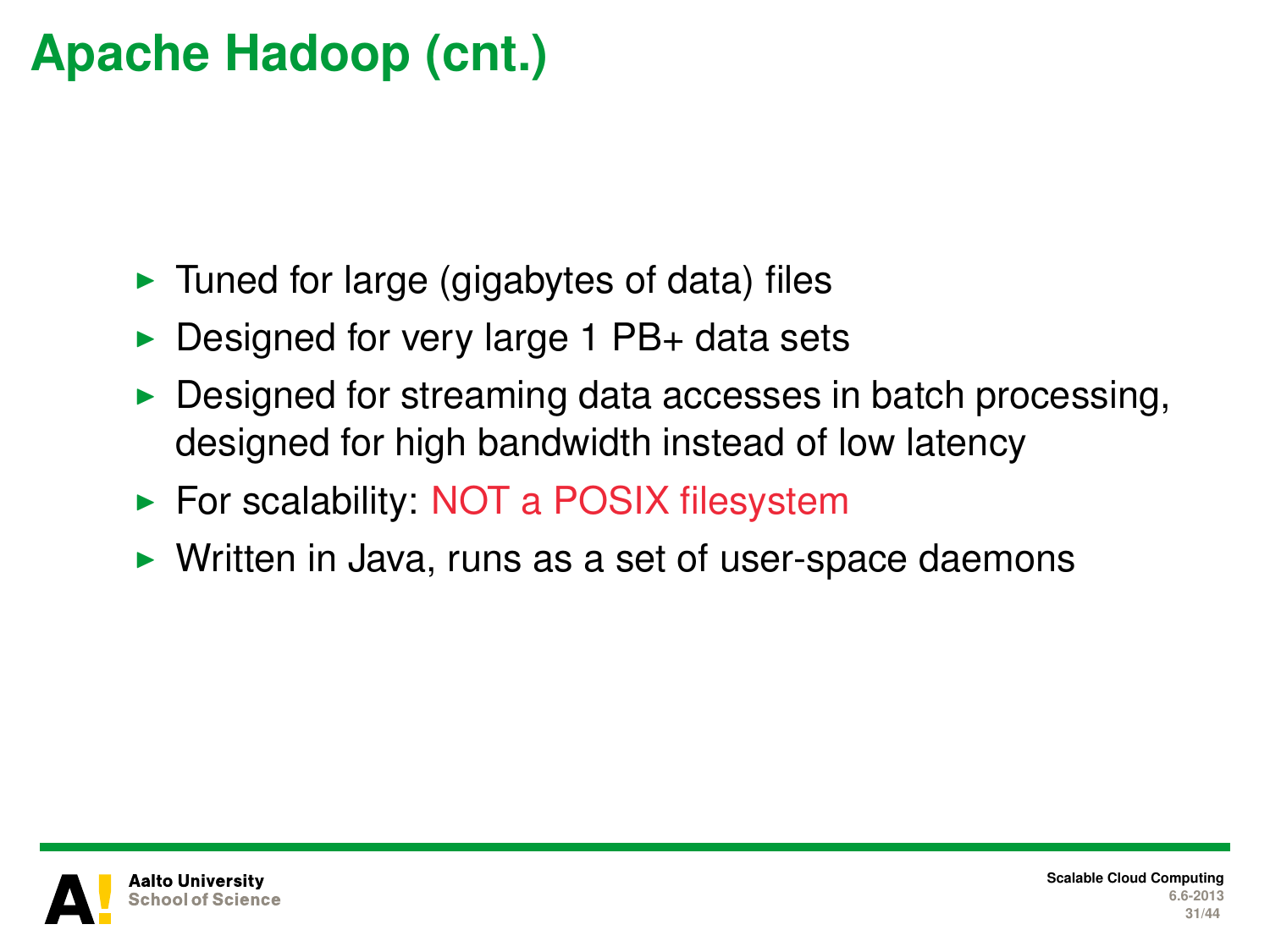# Apache Hadoop (cnt.)

- Tuned for large (gigabytes of data) files
- Designed for very large 1 PB+ data sets
- Designed for streaming data accesses in batch processing, designed for high bandwidth instead of low latency
- For scalability: NOT a POSIX filesystem
- Written in Java, runs as a set of user-space daemons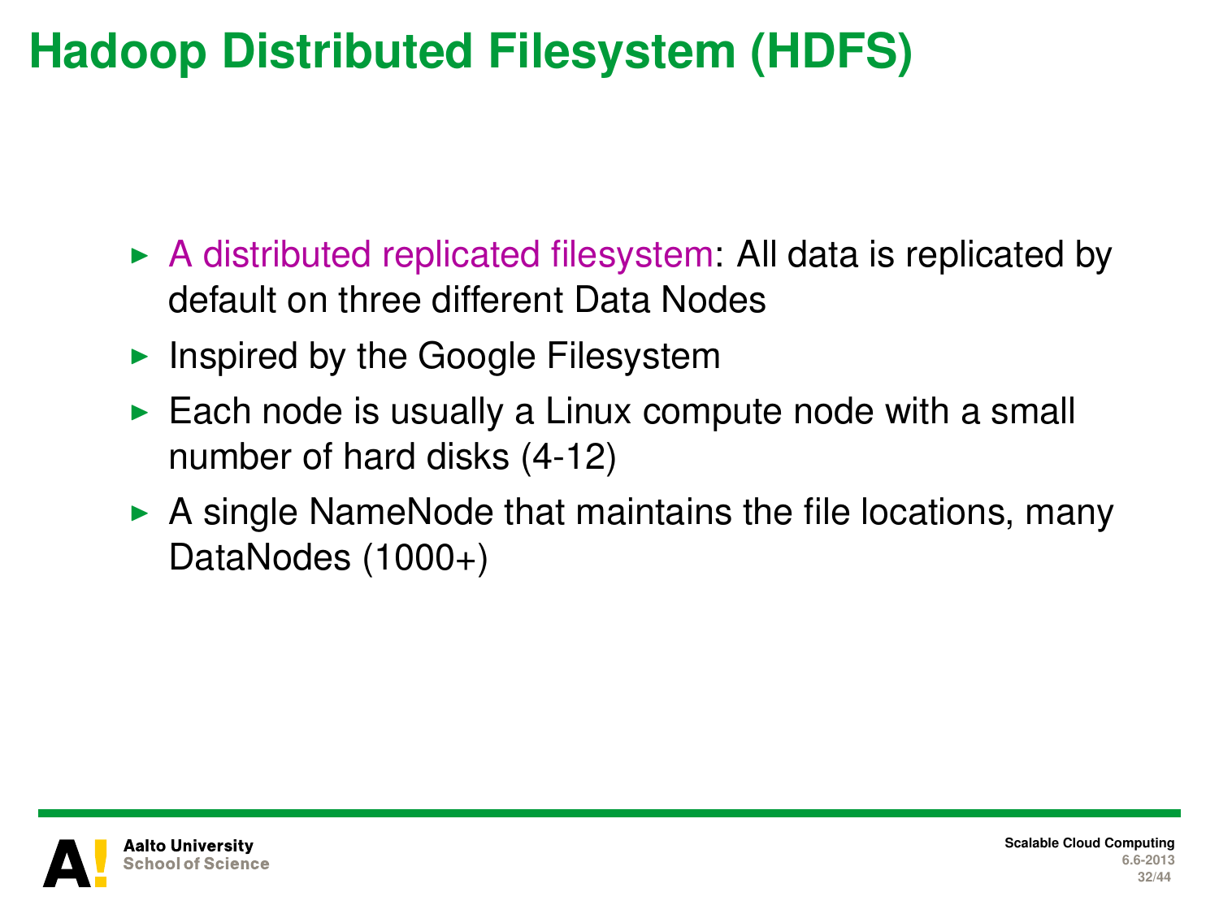# Hadoop Distributed Filesystem (HDFS)

- A distributed replicated filesystem: All data is replicated by default on three different Data Nodes
- Inspired by the Google Filesystem
- Each node is usually a Linux compute node with a small number of hard disks (4-12)
- A single NameNode that maintains the file locations, many DataNodes (1000+)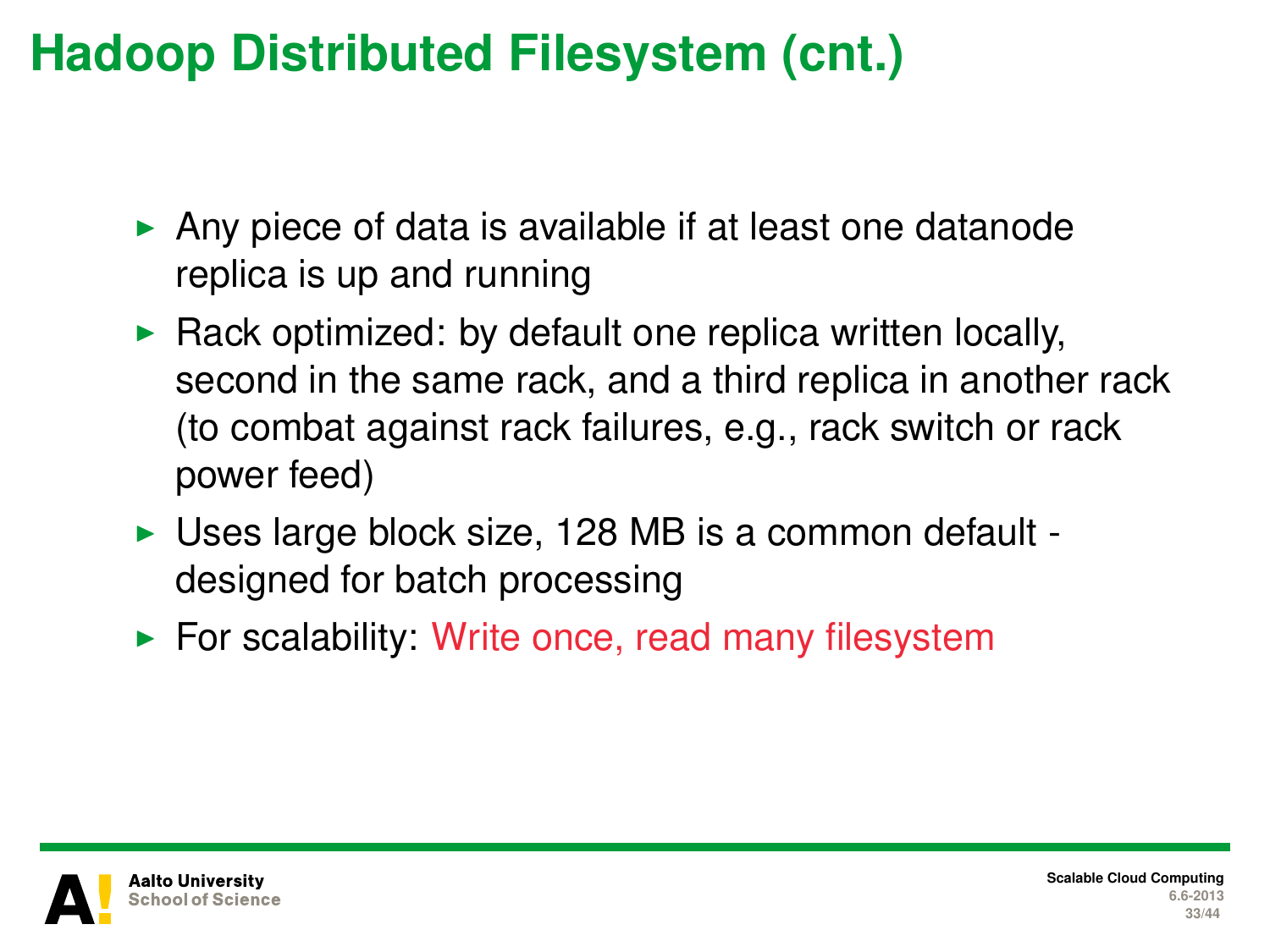# Hadoop Distributed Filesystem (cnt.)

- Any piece of data is available if at least one datanode replica is up and running
- Rack optimized: by default one replica written locally, second in the same rack, and a third replica in another rack (to combat against rack failures, e.g., rack switch or rack power feed)
- Uses large block size, 128 MB is a common default - designed for batch processing
- For scalability: Write once, read many filesystem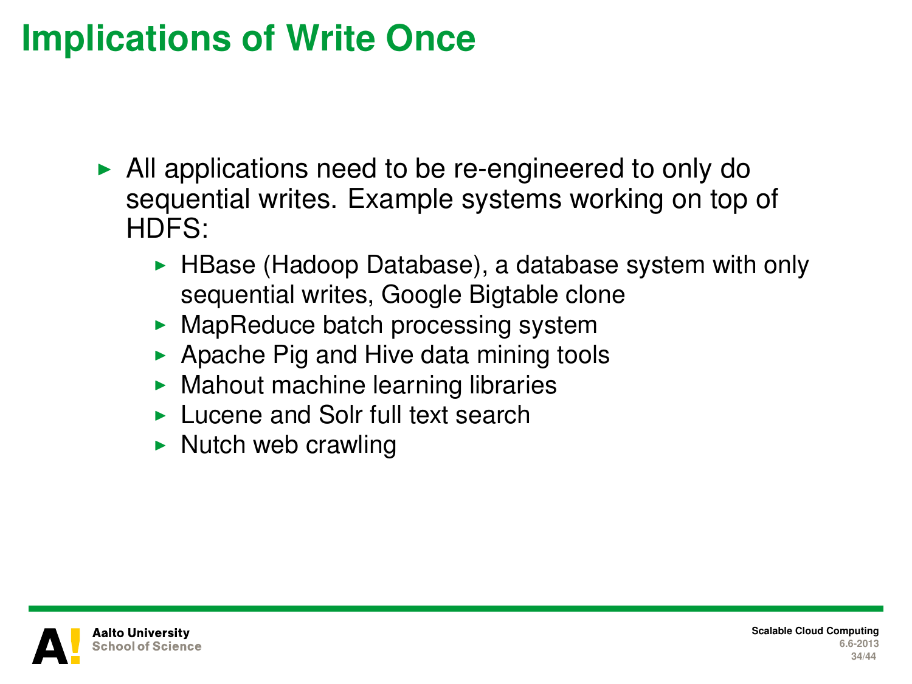# Implications of Write Once

- All applications need to be re-engineered to only do sequential writes. Example systems working on top of HDFS:
  - HBase (Hadoop Database), a database system with only sequential writes, Google Bigtable clone
  - MapReduce batch processing system
  - Apache Pig and Hive data mining tools
  - Mahout machine learning libraries
  - Lucene and Solr full text search
  - Nutch web crawling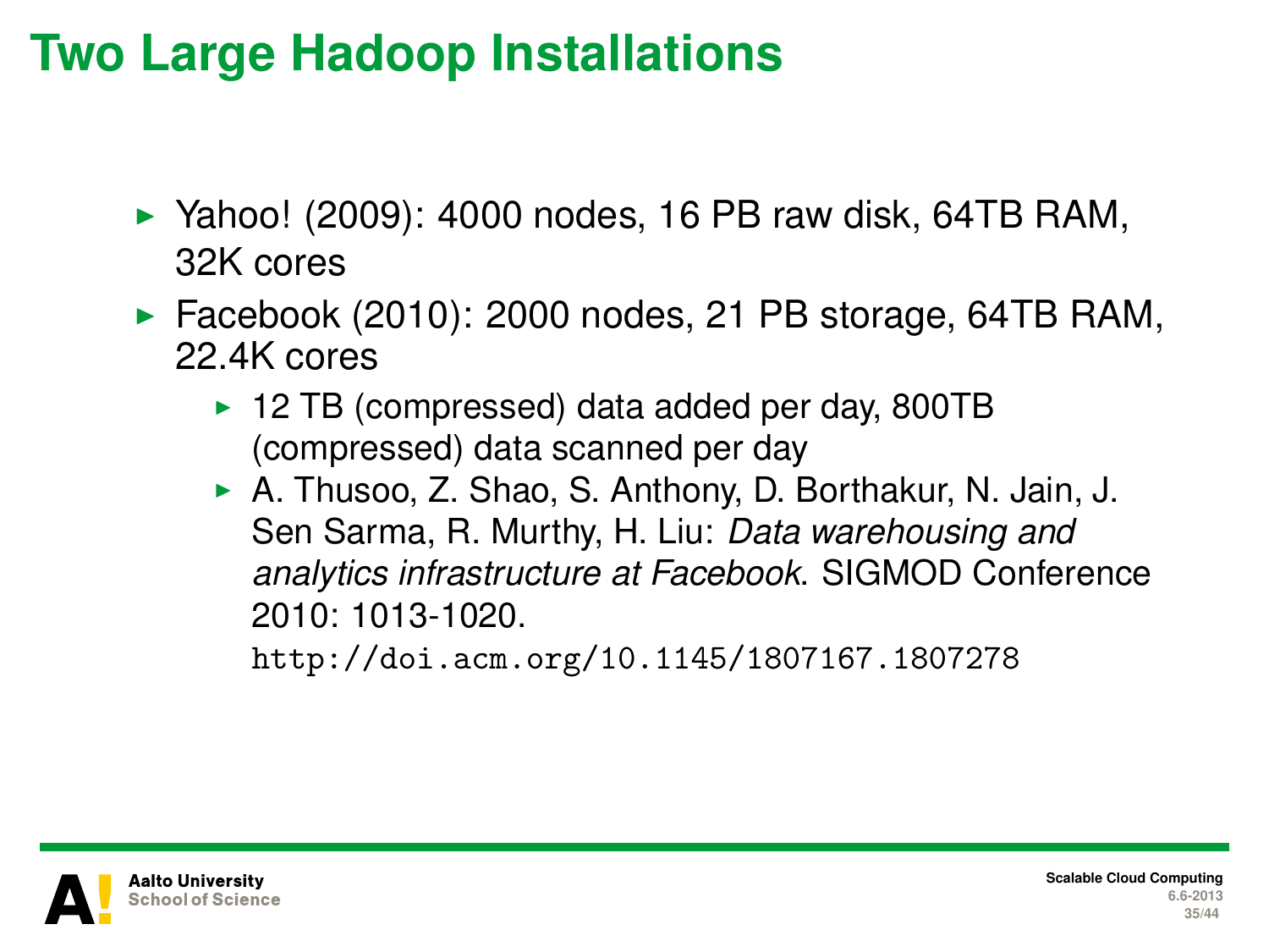# Two Large Hadoop Installations

- Yahoo! (2009): 4000 nodes, 16 PB raw disk, 64TB RAM, 32K cores
- Facebook (2010): 2000 nodes, 21 PB storage, 64TB RAM, 22.4K cores
  - 12 TB (compressed) data added per day, 800TB (compressed) data scanned per day
  - A. Thusoo, Z. Shao, S. Anthony, D. Borthakur, N. Jain, J. Sen Sarma, R. Murthy, H. Liu: *Data warehousing and analytics infrastructure at Facebook*. SIGMOD Conference 2010: 1013-1020. `http://doi.acm.org/10.1145/1807167.1807278`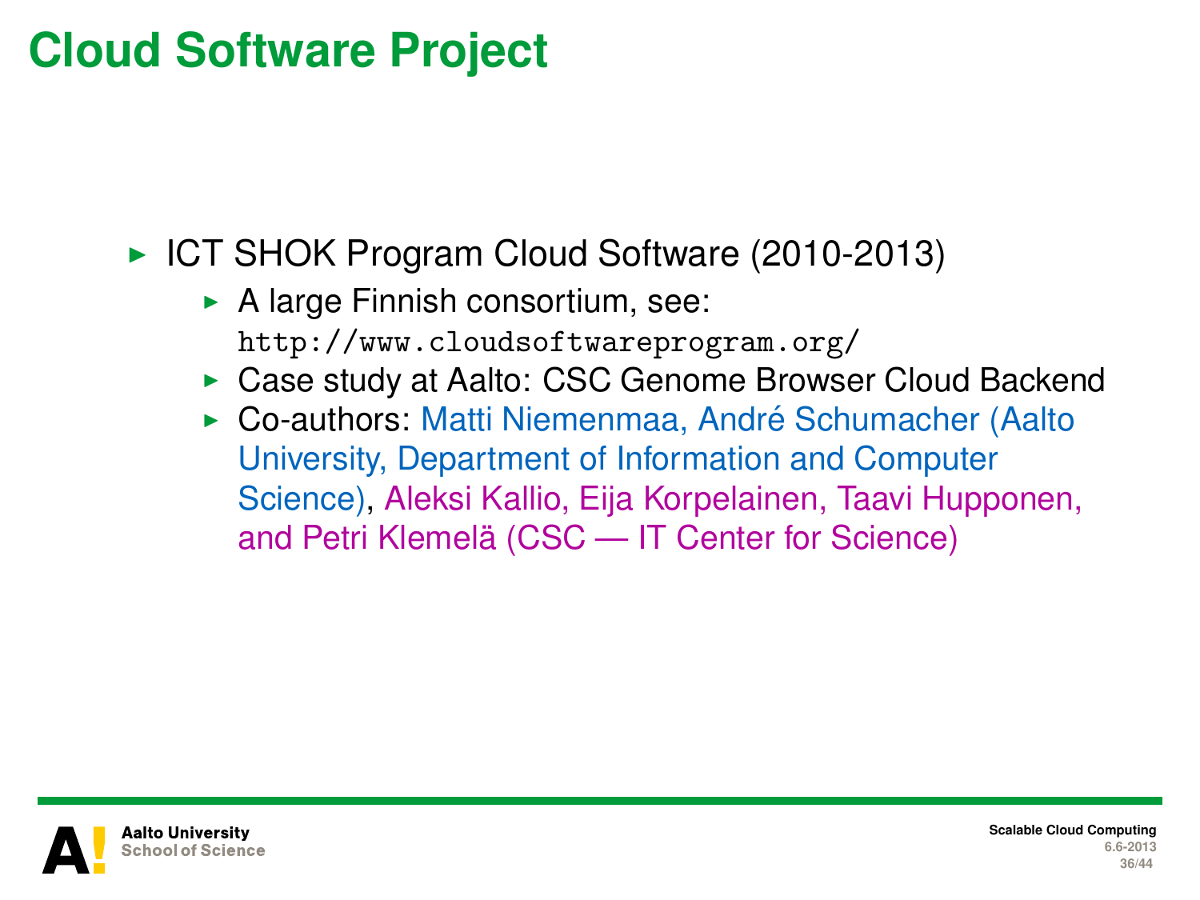# Cloud Software Project

- ICT SHOK Program Cloud Software (2010-2013)
  - A large Finnish consortium, see: `http://www.cloudsoftwareprogram.org/`
  - Case study at Aalto: CSC Genome Browser Cloud Backend
  - Co-authors: Matti Niemenmaa, André Schumacher (Aalto University, Department of Information and Computer Science), Aleksi Kallio, Eija Korpelainen, Taavi Hupponen, and Petri Klemelä (CSC — IT Center for Science)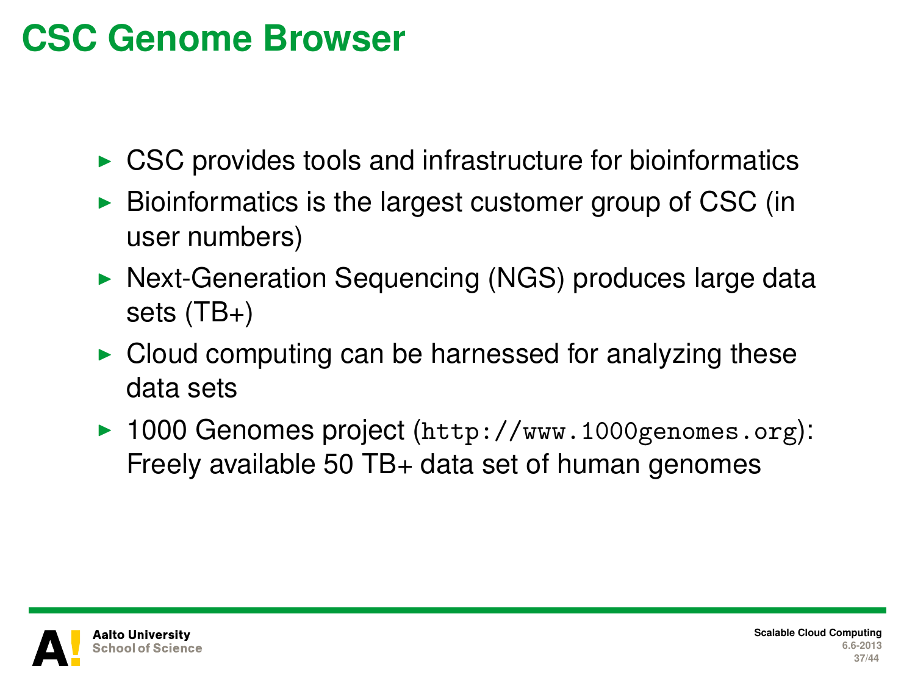# CSC Genome Browser

- CSC provides tools and infrastructure for bioinformatics
- Bioinformatics is the largest customer group of CSC (in user numbers)
- Next-Generation Sequencing (NGS) produces large data sets (TB+)
- Cloud computing can be harnessed for analyzing these data sets
- 1000 Genomes project (`http://www.1000genomes.org`): Freely available 50 TB+ data set of human genomes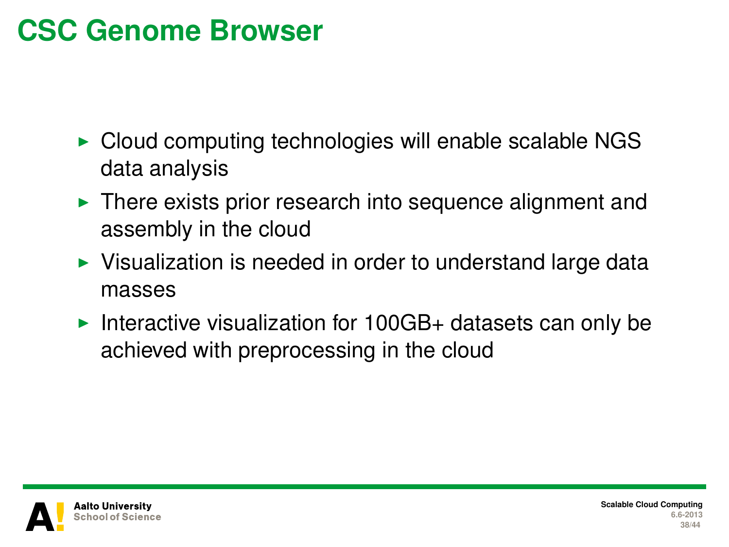# CSC Genome Browser

- Cloud computing technologies will enable scalable NGS data analysis
- There exists prior research into sequence alignment and assembly in the cloud
- Visualization is needed in order to understand large data masses
- Interactive visualization for 100GB+ datasets can only be achieved with preprocessing in the cloud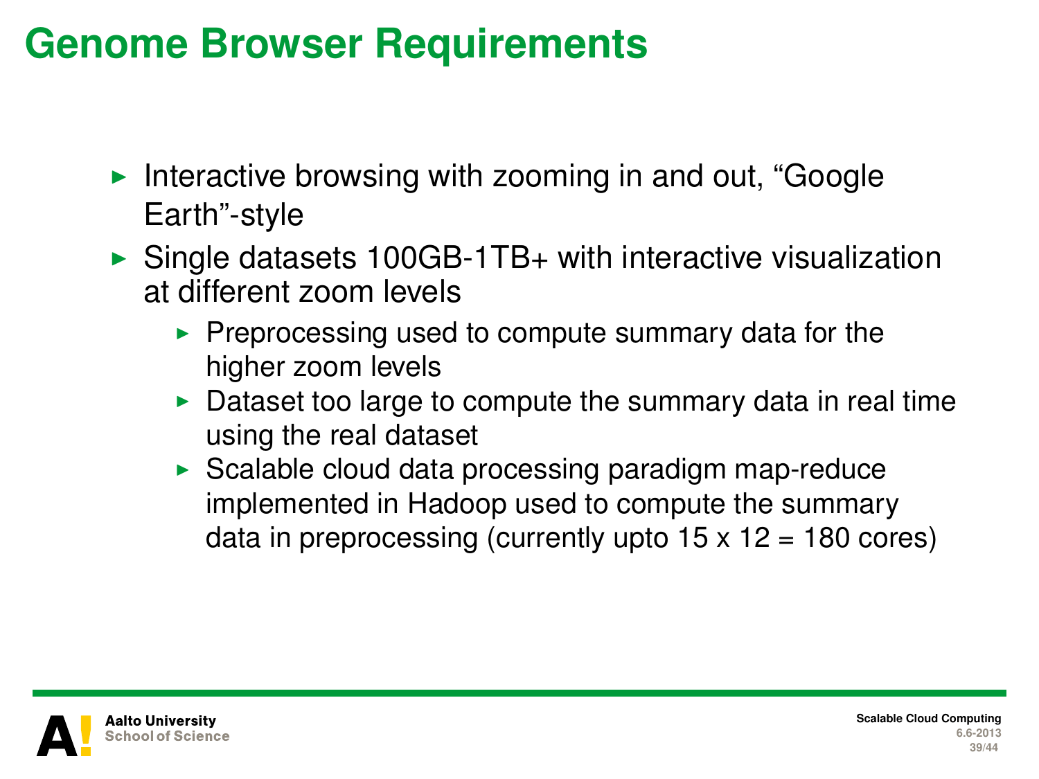# Genome Browser Requirements

- Interactive browsing with zooming in and out, “Google Earth”-style
- Single datasets 100GB-1TB+ with interactive visualization at different zoom levels
  - Preprocessing used to compute summary data for the higher zoom levels
  - Dataset too large to compute the summary data in real time using the real dataset
  - Scalable cloud data processing paradigm map-reduce implemented in Hadoop used to compute the summary data in preprocessing (currently upto 15 x 12 = 180 cores)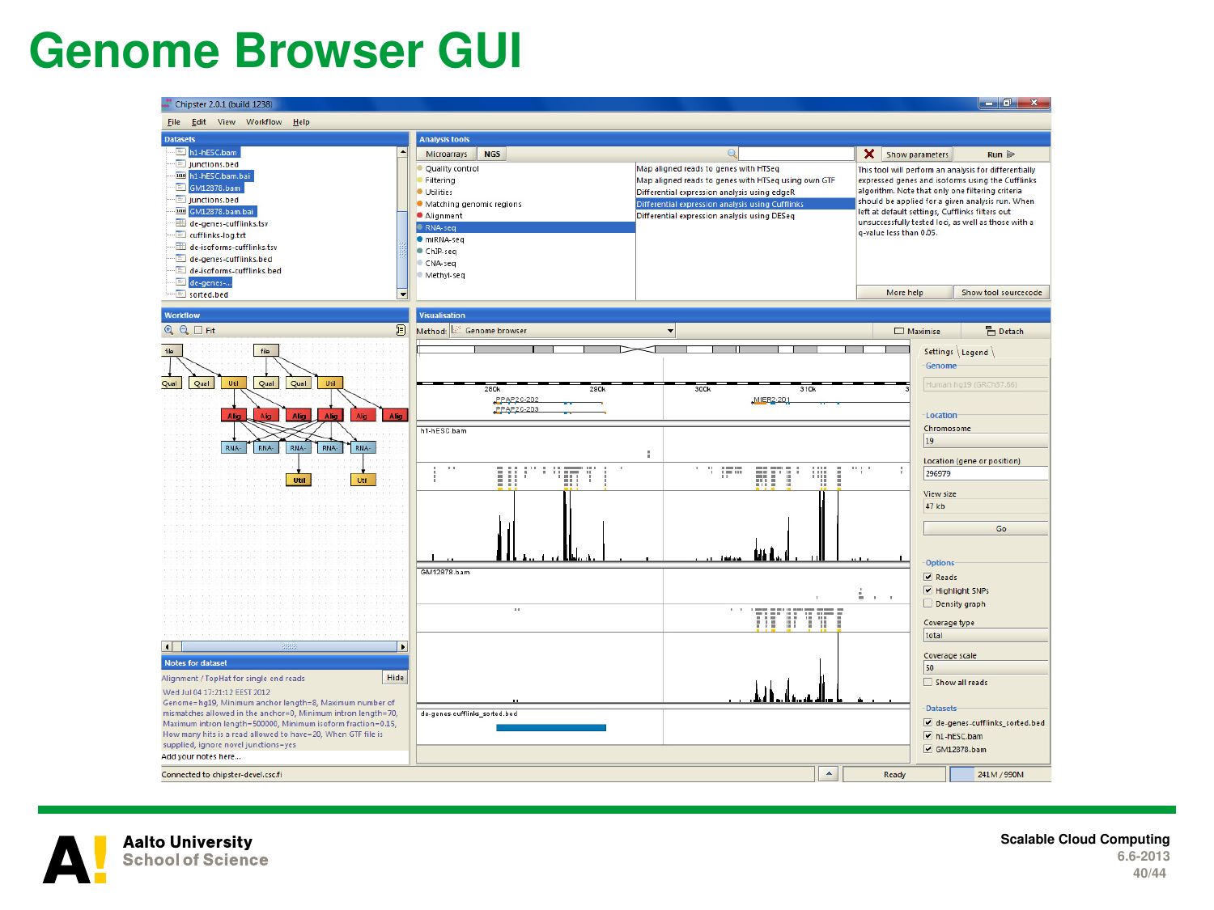# Genome Browser GUI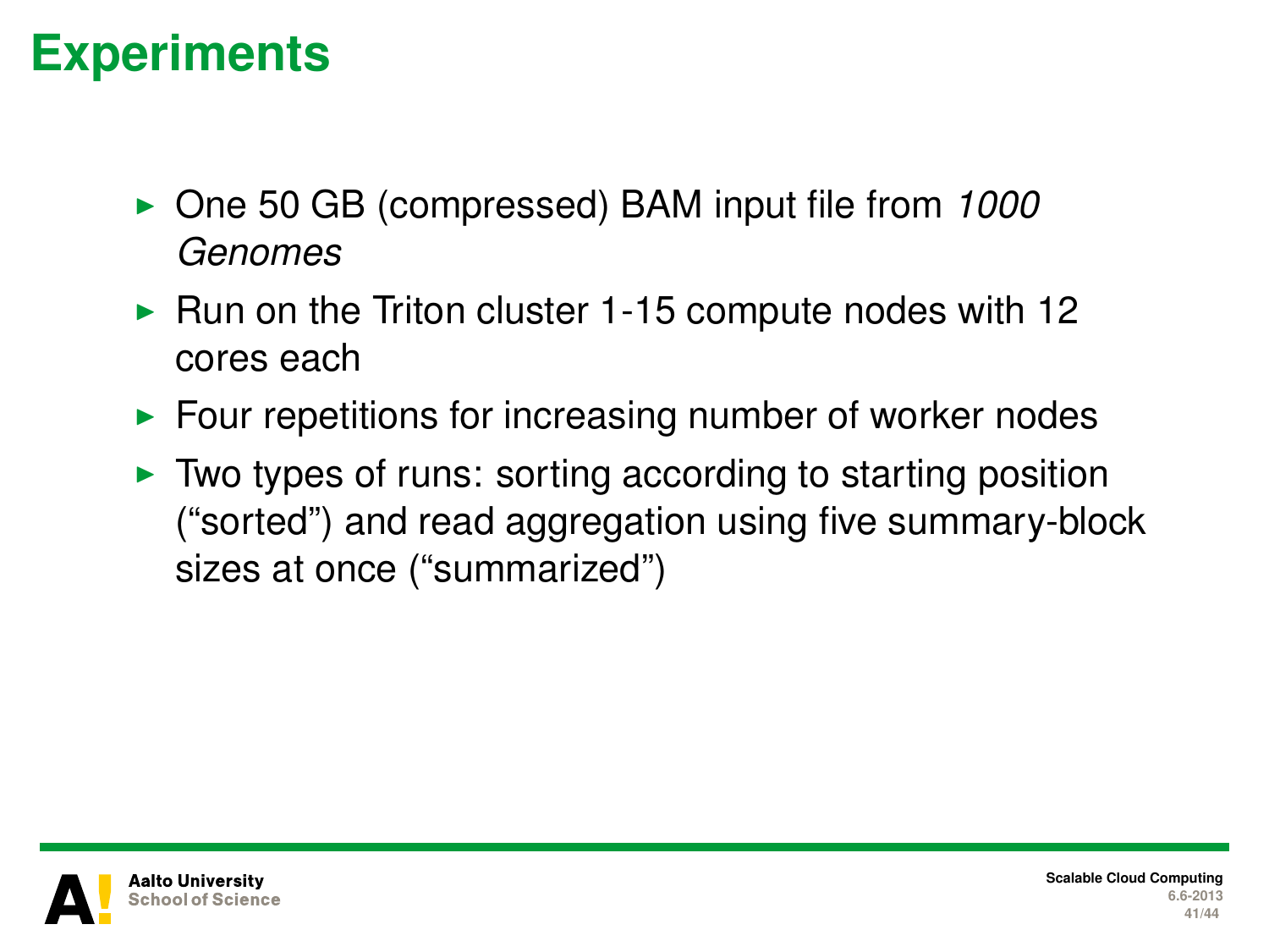# Experiments

- One 50 GB (compressed) BAM input file from *1000 Genomes*
- Run on the Triton cluster 1-15 compute nodes with 12 cores each
- Four repetitions for increasing number of worker nodes
- Two types of runs: sorting according to starting position (“sorted”) and read aggregation using five summary-block sizes at once (“summarized”)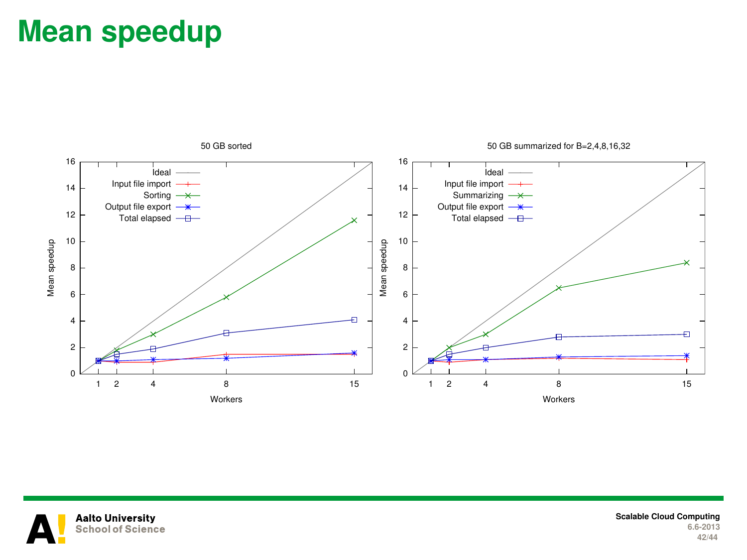# Mean speedup

50 GB sorted

| Workers | Ideal | Input file import | Sorting | Output file export | Total elapsed |
|---|---|---|---|---|---|
| 1 | 1 | 1 | 1 | 1 | 1 |
| 2 | 2 | 0.9 | 1.8 | 1.0 | 1.5 |
| 4 | 4 | 0.9 | 3.0 | 1.1 | 1.9 |
| 8 | 8 | 1.5 | 5.8 | 1.2 | 3.1 |
| 15 | 15 | 1.5 | 11.6 | 1.6 | 4.1 |

50 GB summarized for B=2,4,8,16,32

| Workers | Ideal | Input file import | Summarizing | Output file export | Total elapsed |
|---|---|---|---|---|---|
| 1 | 1 | 1 | 1 | 1 | 1 |
| 2 | 2 | 0.9 | 2.0 | 1.1 | 1.5 |
| 4 | 4 | 1.1 | 3.0 | 1.1 | 2.0 |
| 8 | 8 | 1.2 | 6.5 | 1.3 | 2.8 |
| 15 | 15 | 1.1 | 8.4 | 1.4 | 3.0 |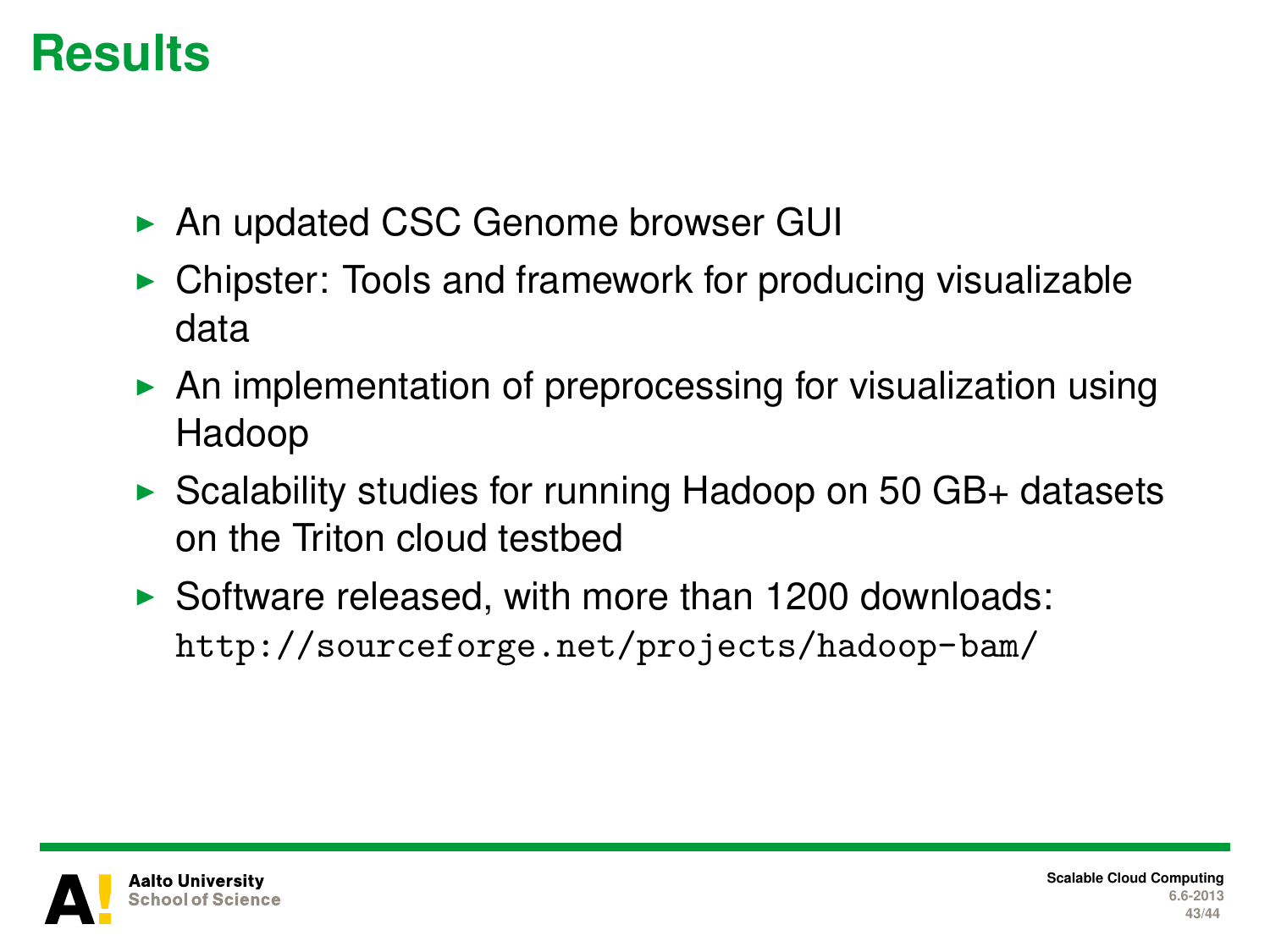# Results

- An updated CSC Genome browser GUI
- Chipster: Tools and framework for producing visualizable data
- An implementation of preprocessing for visualization using Hadoop
- Scalability studies for running Hadoop on 50 GB+ datasets on the Triton cloud testbed
- Software released, with more than 1200 downloads: `http://sourceforge.net/projects/hadoop-bam/`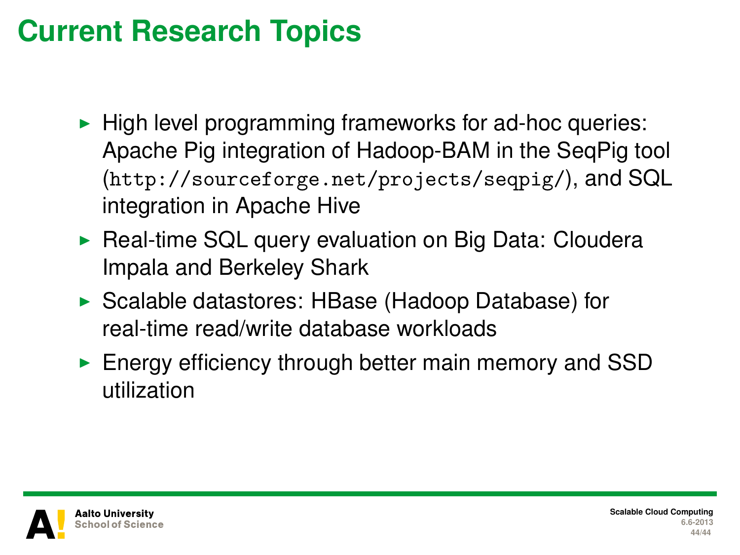# Current Research Topics

- High level programming frameworks for ad-hoc queries: Apache Pig integration of Hadoop-BAM in the SeqPig tool (`http://sourceforge.net/projects/seqpig/`), and SQL integration in Apache Hive
- Real-time SQL query evaluation on Big Data: Cloudera Impala and Berkeley Shark
- Scalable datastores: HBase (Hadoop Database) for real-time read/write database workloads
- Energy efficiency through better main memory and SSD utilization